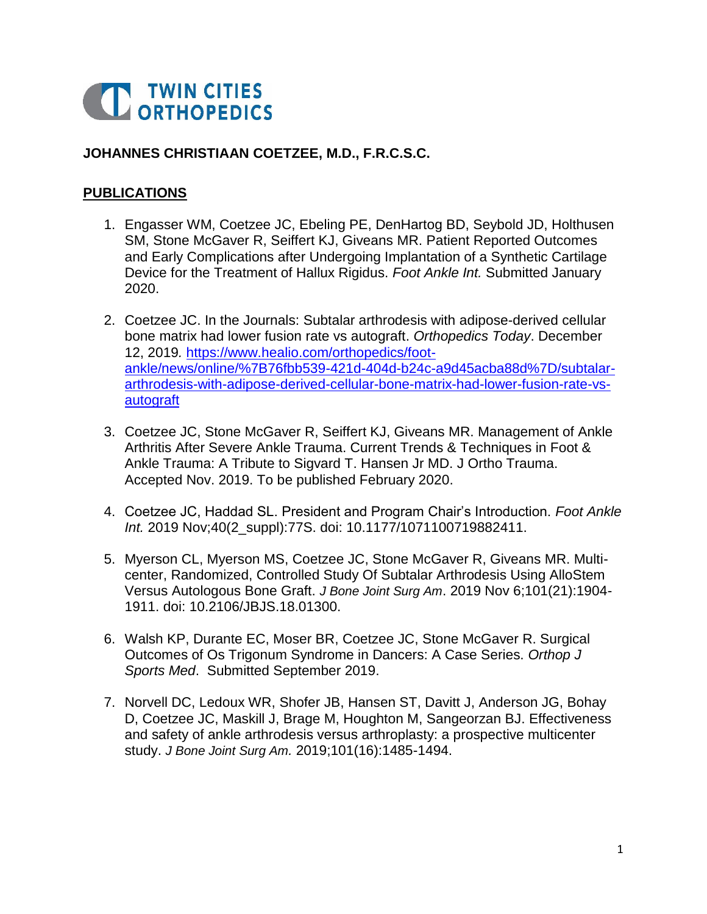# TWIN CITIES ORTHOPEDICS

**JOHANNES CHRISTIAAN COETZEE, M.D., F.R.C.S.C.**

## PUBLICATIONS

1. Engasser WM, Coetzee JC, Ebeling PE, DenHartog BD, Seybold JD, Holthusen SM, Stone McGaver R, Seiffert KJ, Giveans MR. Patient Reported Outcomes and Early Complications after Undergoing Implantation of a Synthetic Cartilage Device for the Treatment of Hallux Rigidus. *Foot Ankle Int.* Submitted January 2020.

2. Coetzee JC. In the Journals: Subtalar arthrodesis with adipose-derived cellular bone matrix had lower fusion rate vs autograft. *Orthopedics Today*. December 12, 2019*.* [https://www.healio.com/orthopedics/foot-ankle/news/online/%7B76fbb539-421d-404d-b24c-a9d45acba88d%7D/subtalar-arthrodesis-with-adipose-derived-cellular-bone-matrix-had-lower-fusion-rate-vs-autograft](https://www.healio.com/orthopedics/foot-ankle/news/online/%7B76fbb539-421d-404d-b24c-a9d45acba88d%7D/subtalar-arthrodesis-with-adipose-derived-cellular-bone-matrix-had-lower-fusion-rate-vs-autograft)

3. Coetzee JC, Stone McGaver R, Seiffert KJ, Giveans MR. Management of Ankle Arthritis After Severe Ankle Trauma. Current Trends & Techniques in Foot & Ankle Trauma: A Tribute to Sigvard T. Hansen Jr MD. J Ortho Trauma. Accepted Nov. 2019. To be published February 2020.

4. Coetzee JC, Haddad SL. President and Program Chair's Introduction. *Foot Ankle Int.* 2019 Nov;40(2_suppl):77S. doi: 10.1177/1071100719882411.

5. Myerson CL, Myerson MS, Coetzee JC, Stone McGaver R, Giveans MR. Multi-center, Randomized, Controlled Study Of Subtalar Arthrodesis Using AlloStem Versus Autologous Bone Graft. *J Bone Joint Surg Am*. 2019 Nov 6;101(21):1904-1911. doi: 10.2106/JBJS.18.01300.

6. Walsh KP, Durante EC, Moser BR, Coetzee JC, Stone McGaver R. Surgical Outcomes of Os Trigonum Syndrome in Dancers: A Case Series. *Orthop J Sports Med*. Submitted September 2019.

7. Norvell DC, Ledoux WR, Shofer JB, Hansen ST, Davitt J, Anderson JG, Bohay D, Coetzee JC, Maskill J, Brage M, Houghton M, Sangeorzan BJ. Effectiveness and safety of ankle arthrodesis versus arthroplasty: a prospective multicenter study. *J Bone Joint Surg Am.* 2019;101(16):1485-1494.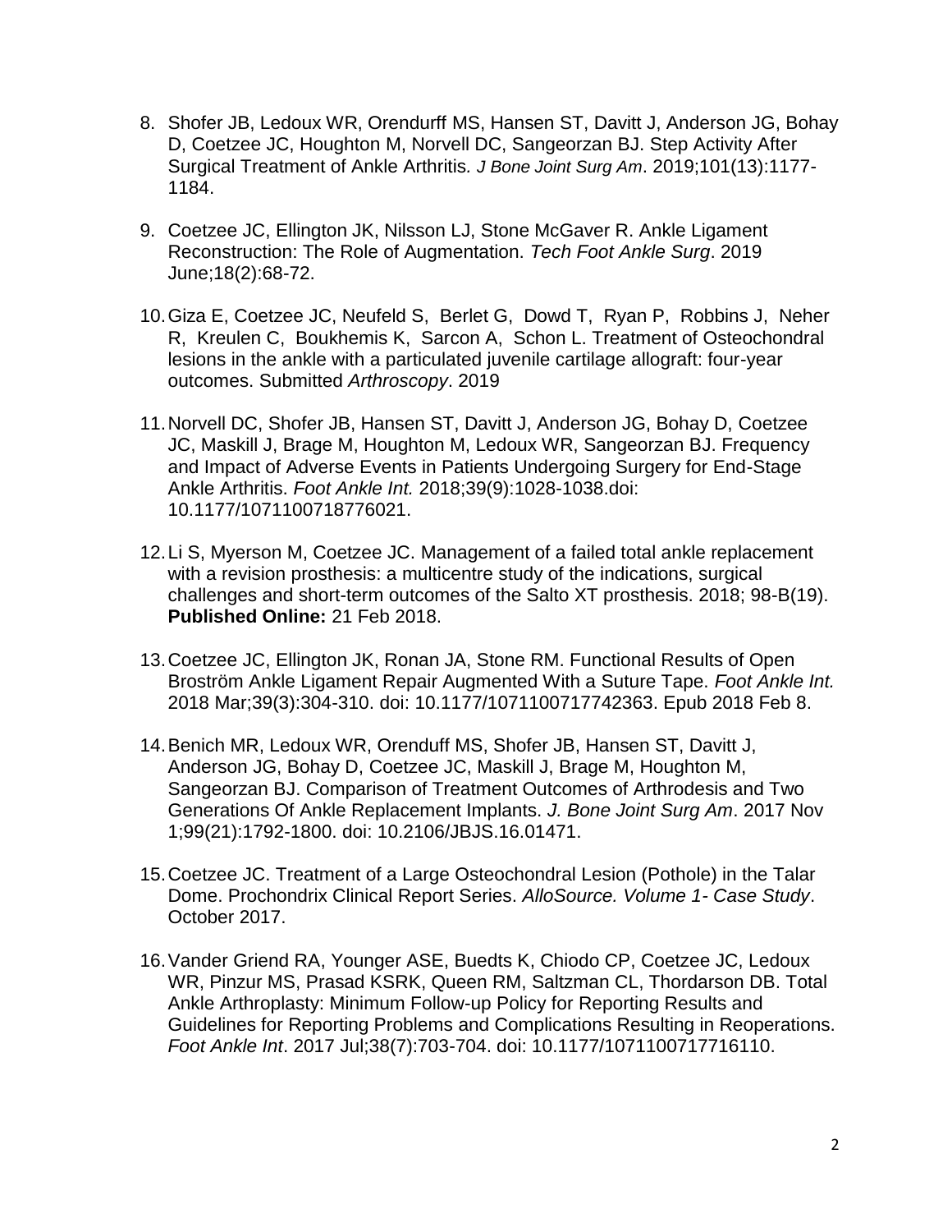8. Shofer JB, Ledoux WR, Orendurff MS, Hansen ST, Davitt J, Anderson JG, Bohay D, Coetzee JC, Houghton M, Norvell DC, Sangeorzan BJ. Step Activity After Surgical Treatment of Ankle Arthritis. *J Bone Joint Surg Am*. 2019;101(13):1177-1184.

9. Coetzee JC, Ellington JK, Nilsson LJ, Stone McGaver R. Ankle Ligament Reconstruction: The Role of Augmentation. *Tech Foot Ankle Surg*. 2019 June;18(2):68-72.

10. Giza E, Coetzee JC, Neufeld S, Berlet G, Dowd T, Ryan P, Robbins J, Neher R, Kreulen C, Boukhemis K, Sarcon A, Schon L. Treatment of Osteochondral lesions in the ankle with a particulated juvenile cartilage allograft: four-year outcomes. Submitted *Arthroscopy*. 2019

11. Norvell DC, Shofer JB, Hansen ST, Davitt J, Anderson JG, Bohay D, Coetzee JC, Maskill J, Brage M, Houghton M, Ledoux WR, Sangeorzan BJ. Frequency and Impact of Adverse Events in Patients Undergoing Surgery for End-Stage Ankle Arthritis. *Foot Ankle Int.* 2018;39(9):1028-1038.doi: 10.1177/1071100718776021.

12. Li S, Myerson M, Coetzee JC. Management of a failed total ankle replacement with a revision prosthesis: a multicentre study of the indications, surgical challenges and short-term outcomes of the Salto XT prosthesis. 2018; 98-B(19). **Published Online:** 21 Feb 2018.

13. Coetzee JC, Ellington JK, Ronan JA, Stone RM. Functional Results of Open Broström Ankle Ligament Repair Augmented With a Suture Tape. *Foot Ankle Int.* 2018 Mar;39(3):304-310. doi: 10.1177/1071100717742363. Epub 2018 Feb 8.

14. Benich MR, Ledoux WR, Orenduff MS, Shofer JB, Hansen ST, Davitt J, Anderson JG, Bohay D, Coetzee JC, Maskill J, Brage M, Houghton M, Sangeorzan BJ. Comparison of Treatment Outcomes of Arthrodesis and Two Generations Of Ankle Replacement Implants. *J. Bone Joint Surg Am*. 2017 Nov 1;99(21):1792-1800. doi: 10.2106/JBJS.16.01471.

15. Coetzee JC. Treatment of a Large Osteochondral Lesion (Pothole) in the Talar Dome. Prochondrix Clinical Report Series. *AlloSource. Volume 1- Case Study*. October 2017.

16. Vander Griend RA, Younger ASE, Buedts K, Chiodo CP, Coetzee JC, Ledoux WR, Pinzur MS, Prasad KSRK, Queen RM, Saltzman CL, Thordarson DB. Total Ankle Arthroplasty: Minimum Follow-up Policy for Reporting Results and Guidelines for Reporting Problems and Complications Resulting in Reoperations. *Foot Ankle Int*. 2017 Jul;38(7):703-704. doi: 10.1177/1071100717716110.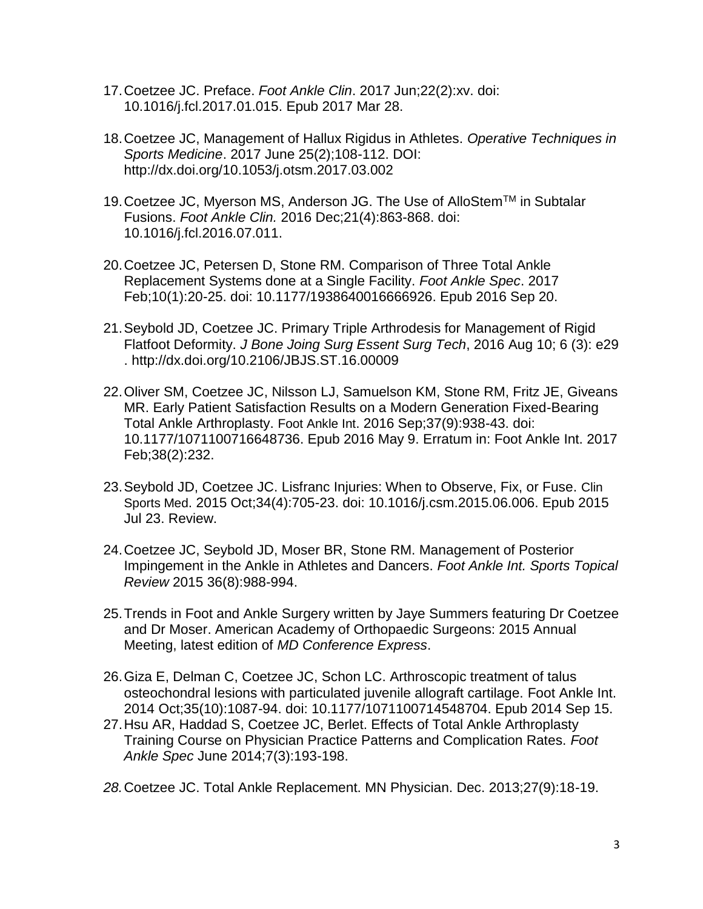17. Coetzee JC. Preface. *Foot Ankle Clin*. 2017 Jun;22(2):xv. doi: 10.1016/j.fcl.2017.01.015. Epub 2017 Mar 28.

18. Coetzee JC, Management of Hallux Rigidus in Athletes. *Operative Techniques in Sports Medicine*. 2017 June 25(2);108-112. DOI: http://dx.doi.org/10.1053/j.otsm.2017.03.002

19. Coetzee JC, Myerson MS, Anderson JG. The Use of AlloStem$^{TM}$ in Subtalar Fusions. *Foot Ankle Clin.* 2016 Dec;21(4):863-868. doi: 10.1016/j.fcl.2016.07.011.

20. Coetzee JC, Petersen D, Stone RM. Comparison of Three Total Ankle Replacement Systems done at a Single Facility. *Foot Ankle Spec*. 2017 Feb;10(1):20-25. doi: 10.1177/1938640016666926. Epub 2016 Sep 20.

21. Seybold JD, Coetzee JC. Primary Triple Arthrodesis for Management of Rigid Flatfoot Deformity. *J Bone Joing Surg Essent Surg Tech*, 2016 Aug 10; 6 (3): e29 . http://dx.doi.org/10.2106/JBJS.ST.16.00009

22. Oliver SM, Coetzee JC, Nilsson LJ, Samuelson KM, Stone RM, Fritz JE, Giveans MR. Early Patient Satisfaction Results on a Modern Generation Fixed-Bearing Total Ankle Arthroplasty. Foot Ankle Int. 2016 Sep;37(9):938-43. doi: 10.1177/1071100716648736. Epub 2016 May 9. Erratum in: Foot Ankle Int. 2017 Feb;38(2):232.

23. Seybold JD, Coetzee JC. Lisfranc Injuries: When to Observe, Fix, or Fuse. Clin Sports Med. 2015 Oct;34(4):705-23. doi: 10.1016/j.csm.2015.06.006. Epub 2015 Jul 23. Review.

24. Coetzee JC, Seybold JD, Moser BR, Stone RM. Management of Posterior Impingement in the Ankle in Athletes and Dancers. *Foot Ankle Int. Sports Topical Review* 2015 36(8):988-994.

25. Trends in Foot and Ankle Surgery written by Jaye Summers featuring Dr Coetzee and Dr Moser. American Academy of Orthopaedic Surgeons: 2015 Annual Meeting, latest edition of *MD Conference Express*.

26. Giza E, Delman C, Coetzee JC, Schon LC. Arthroscopic treatment of talus osteochondral lesions with particulated juvenile allograft cartilage. Foot Ankle Int. 2014 Oct;35(10):1087-94. doi: 10.1177/1071100714548704. Epub 2014 Sep 15.

27. Hsu AR, Haddad S, Coetzee JC, Berlet. Effects of Total Ankle Arthroplasty Training Course on Physician Practice Patterns and Complication Rates. *Foot Ankle Spec* June 2014;7(3):193-198.

28. Coetzee JC. Total Ankle Replacement. MN Physician. Dec. 2013;27(9):18-19.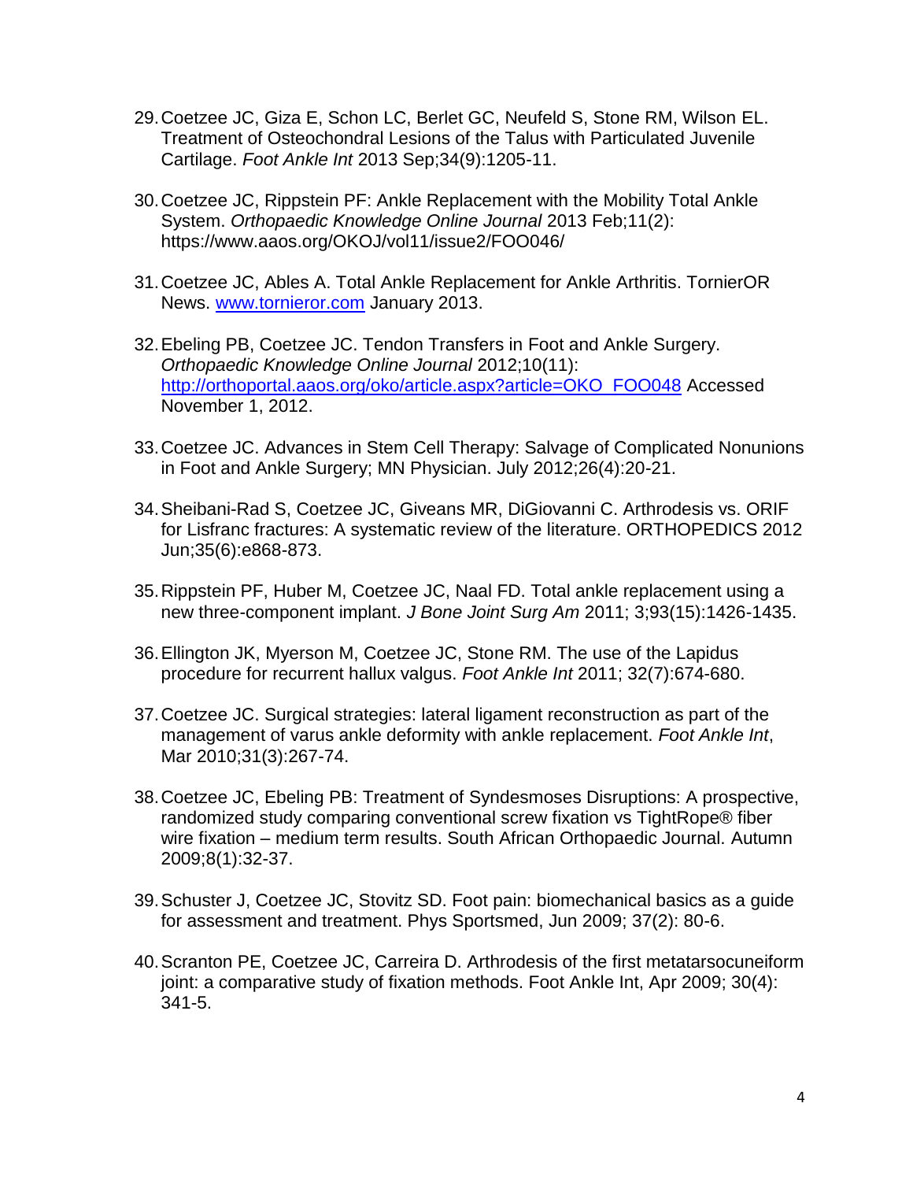29. Coetzee JC, Giza E, Schon LC, Berlet GC, Neufeld S, Stone RM, Wilson EL. Treatment of Osteochondral Lesions of the Talus with Particulated Juvenile Cartilage. *Foot Ankle Int* 2013 Sep;34(9):1205-11.

30. Coetzee JC, Rippstein PF: Ankle Replacement with the Mobility Total Ankle System. *Orthopaedic Knowledge Online Journal* 2013 Feb;11(2): https://www.aaos.org/OKOJ/vol11/issue2/FOO046/

31. Coetzee JC, Ables A. Total Ankle Replacement for Ankle Arthritis. TornierOR News. [www.tornieror.com](www.tornieror.com) January 2013.

32. Ebeling PB, Coetzee JC. Tendon Transfers in Foot and Ankle Surgery. *Orthopaedic Knowledge Online Journal* 2012;10(11): [http://orthoportal.aaos.org/oko/article.aspx?article=OKO_FOO048](http://orthoportal.aaos.org/oko/article.aspx?article=OKO_FOO048) Accessed November 1, 2012.

33. Coetzee JC. Advances in Stem Cell Therapy: Salvage of Complicated Nonunions in Foot and Ankle Surgery; MN Physician. July 2012;26(4):20-21.

34. Sheibani-Rad S, Coetzee JC, Giveans MR, DiGiovanni C. Arthrodesis vs. ORIF for Lisfranc fractures: A systematic review of the literature. ORTHOPEDICS 2012 Jun;35(6):e868-873.

35. Rippstein PF, Huber M, Coetzee JC, Naal FD. Total ankle replacement using a new three-component implant. *J Bone Joint Surg Am* 2011; 3;93(15):1426-1435.

36. Ellington JK, Myerson M, Coetzee JC, Stone RM. The use of the Lapidus procedure for recurrent hallux valgus. *Foot Ankle Int* 2011; 32(7):674-680.

37. Coetzee JC. Surgical strategies: lateral ligament reconstruction as part of the management of varus ankle deformity with ankle replacement. *Foot Ankle Int*, Mar 2010;31(3):267-74.

38. Coetzee JC, Ebeling PB: Treatment of Syndesmoses Disruptions: A prospective, randomized study comparing conventional screw fixation vs TightRope® fiber wire fixation – medium term results. South African Orthopaedic Journal. Autumn 2009;8(1):32-37.

39. Schuster J, Coetzee JC, Stovitz SD. Foot pain: biomechanical basics as a guide for assessment and treatment. Phys Sportsmed, Jun 2009; 37(2): 80-6.

40. Scranton PE, Coetzee JC, Carreira D. Arthrodesis of the first metatarsocuneiform joint: a comparative study of fixation methods. Foot Ankle Int, Apr 2009; 30(4): 341-5.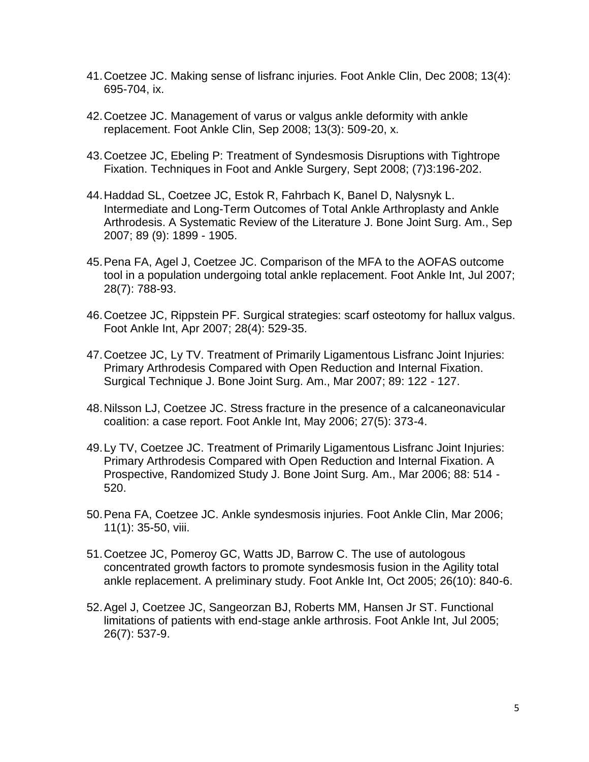41. Coetzee JC. Making sense of lisfranc injuries. Foot Ankle Clin, Dec 2008; 13(4): 695-704, ix.

42. Coetzee JC. Management of varus or valgus ankle deformity with ankle replacement. Foot Ankle Clin, Sep 2008; 13(3): 509-20, x.

43. Coetzee JC, Ebeling P: Treatment of Syndesmosis Disruptions with Tightrope Fixation. Techniques in Foot and Ankle Surgery, Sept 2008; (7)3:196-202.

44. Haddad SL, Coetzee JC, Estok R, Fahrbach K, Banel D, Nalysnyk L. Intermediate and Long-Term Outcomes of Total Ankle Arthroplasty and Ankle Arthrodesis. A Systematic Review of the Literature J. Bone Joint Surg. Am., Sep 2007; 89 (9): 1899 - 1905.

45. Pena FA, Agel J, Coetzee JC. Comparison of the MFA to the AOFAS outcome tool in a population undergoing total ankle replacement. Foot Ankle Int, Jul 2007; 28(7): 788-93.

46. Coetzee JC, Rippstein PF. Surgical strategies: scarf osteotomy for hallux valgus. Foot Ankle Int, Apr 2007; 28(4): 529-35.

47. Coetzee JC, Ly TV. Treatment of Primarily Ligamentous Lisfranc Joint Injuries: Primary Arthrodesis Compared with Open Reduction and Internal Fixation. Surgical Technique J. Bone Joint Surg. Am., Mar 2007; 89: 122 - 127.

48. Nilsson LJ, Coetzee JC. Stress fracture in the presence of a calcaneonavicular coalition: a case report. Foot Ankle Int, May 2006; 27(5): 373-4.

49. Ly TV, Coetzee JC. Treatment of Primarily Ligamentous Lisfranc Joint Injuries: Primary Arthrodesis Compared with Open Reduction and Internal Fixation. A Prospective, Randomized Study J. Bone Joint Surg. Am., Mar 2006; 88: 514 - 520.

50. Pena FA, Coetzee JC. Ankle syndesmosis injuries. Foot Ankle Clin, Mar 2006; 11(1): 35-50, viii.

51. Coetzee JC, Pomeroy GC, Watts JD, Barrow C. The use of autologous concentrated growth factors to promote syndesmosis fusion in the Agility total ankle replacement. A preliminary study. Foot Ankle Int, Oct 2005; 26(10): 840-6.

52. Agel J, Coetzee JC, Sangeorzan BJ, Roberts MM, Hansen Jr ST. Functional limitations of patients with end-stage ankle arthrosis. Foot Ankle Int, Jul 2005; 26(7): 537-9.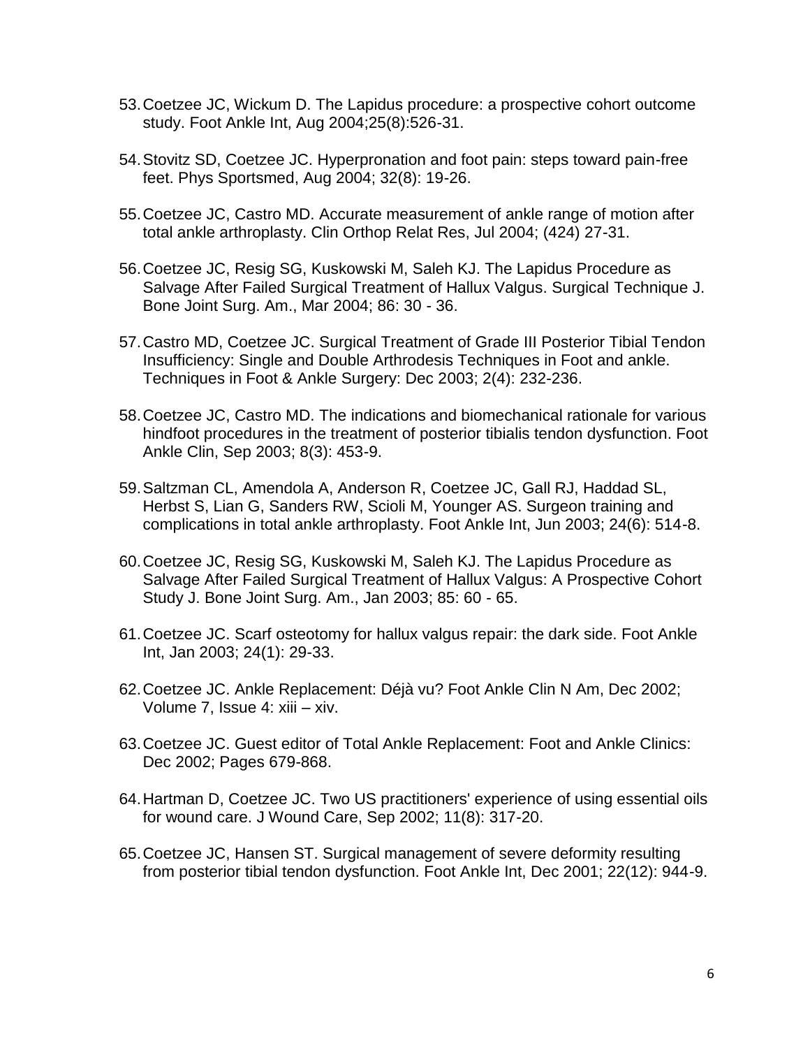53. Coetzee JC, Wickum D. The Lapidus procedure: a prospective cohort outcome study. Foot Ankle Int, Aug 2004;25(8):526-31.

54. Stovitz SD, Coetzee JC. Hyperpronation and foot pain: steps toward pain-free feet. Phys Sportsmed, Aug 2004; 32(8): 19-26.

55. Coetzee JC, Castro MD. Accurate measurement of ankle range of motion after total ankle arthroplasty. Clin Orthop Relat Res, Jul 2004; (424) 27-31.

56. Coetzee JC, Resig SG, Kuskowski M, Saleh KJ. The Lapidus Procedure as Salvage After Failed Surgical Treatment of Hallux Valgus. Surgical Technique J. Bone Joint Surg. Am., Mar 2004; 86: 30 - 36.

57. Castro MD, Coetzee JC. Surgical Treatment of Grade III Posterior Tibial Tendon Insufficiency: Single and Double Arthrodesis Techniques in Foot and ankle. Techniques in Foot & Ankle Surgery: Dec 2003; 2(4): 232-236.

58. Coetzee JC, Castro MD. The indications and biomechanical rationale for various hindfoot procedures in the treatment of posterior tibialis tendon dysfunction. Foot Ankle Clin, Sep 2003; 8(3): 453-9.

59. Saltzman CL, Amendola A, Anderson R, Coetzee JC, Gall RJ, Haddad SL, Herbst S, Lian G, Sanders RW, Scioli M, Younger AS. Surgeon training and complications in total ankle arthroplasty. Foot Ankle Int, Jun 2003; 24(6): 514-8.

60. Coetzee JC, Resig SG, Kuskowski M, Saleh KJ. The Lapidus Procedure as Salvage After Failed Surgical Treatment of Hallux Valgus: A Prospective Cohort Study J. Bone Joint Surg. Am., Jan 2003; 85: 60 - 65.

61. Coetzee JC. Scarf osteotomy for hallux valgus repair: the dark side. Foot Ankle Int, Jan 2003; 24(1): 29-33.

62. Coetzee JC. Ankle Replacement: Déjà vu? Foot Ankle Clin N Am, Dec 2002; Volume 7, Issue 4: xiii – xiv.

63. Coetzee JC. Guest editor of Total Ankle Replacement: Foot and Ankle Clinics: Dec 2002; Pages 679-868.

64. Hartman D, Coetzee JC. Two US practitioners' experience of using essential oils for wound care. J Wound Care, Sep 2002; 11(8): 317-20.

65. Coetzee JC, Hansen ST. Surgical management of severe deformity resulting from posterior tibial tendon dysfunction. Foot Ankle Int, Dec 2001; 22(12): 944-9.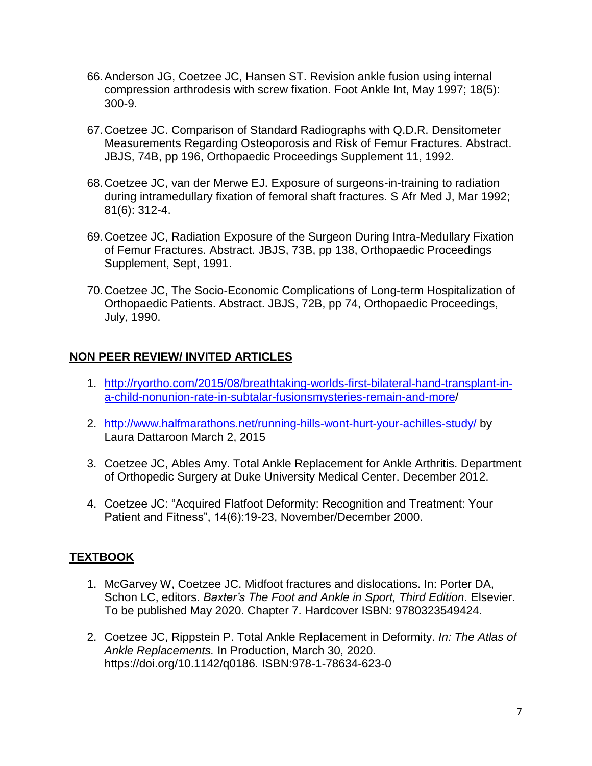66. Anderson JG, Coetzee JC, Hansen ST. Revision ankle fusion using internal compression arthrodesis with screw fixation. Foot Ankle Int, May 1997; 18(5): 300-9.

67. Coetzee JC. Comparison of Standard Radiographs with Q.D.R. Densitometer Measurements Regarding Osteoporosis and Risk of Femur Fractures. Abstract. JBJS, 74B, pp 196, Orthopaedic Proceedings Supplement 11, 1992.

68. Coetzee JC, van der Merwe EJ. Exposure of surgeons-in-training to radiation during intramedullary fixation of femoral shaft fractures. S Afr Med J, Mar 1992; 81(6): 312-4.

69. Coetzee JC, Radiation Exposure of the Surgeon During Intra-Medullary Fixation of Femur Fractures. Abstract. JBJS, 73B, pp 138, Orthopaedic Proceedings Supplement, Sept, 1991.

70. Coetzee JC, The Socio-Economic Complications of Long-term Hospitalization of Orthopaedic Patients. Abstract. JBJS, 72B, pp 74, Orthopaedic Proceedings, July, 1990.

## NON PEER REVIEW/ INVITED ARTICLES

1. [http://ryortho.com/2015/08/breathtaking-worlds-first-bilateral-hand-transplant-in-a-child-nonunion-rate-in-subtalar-fusionsmysteries-remain-and-more](http://ryortho.com/2015/08/breathtaking-worlds-first-bilateral-hand-transplant-in-a-child-nonunion-rate-in-subtalar-fusionsmysteries-remain-and-more)/

2. [http://www.halfmarathons.net/running-hills-wont-hurt-your-achilles-study/](http://www.halfmarathons.net/running-hills-wont-hurt-your-achilles-study/) by Laura Dattaroon March 2, 2015

3. Coetzee JC, Ables Amy. Total Ankle Replacement for Ankle Arthritis. Department of Orthopedic Surgery at Duke University Medical Center. December 2012.

4. Coetzee JC: "Acquired Flatfoot Deformity: Recognition and Treatment: Your Patient and Fitness", 14(6):19-23, November/December 2000.

## TEXTBOOK

1. McGarvey W, Coetzee JC. Midfoot fractures and dislocations. In: Porter DA, Schon LC, editors. *Baxter's The Foot and Ankle in Sport, Third Edition*. Elsevier. To be published May 2020. Chapter 7. Hardcover ISBN: 9780323549424.

2. Coetzee JC, Rippstein P. Total Ankle Replacement in Deformity. *In: The Atlas of Ankle Replacements.* In Production, March 30, 2020. https://doi.org/10.1142/q0186. ISBN:978-1-78634-623-0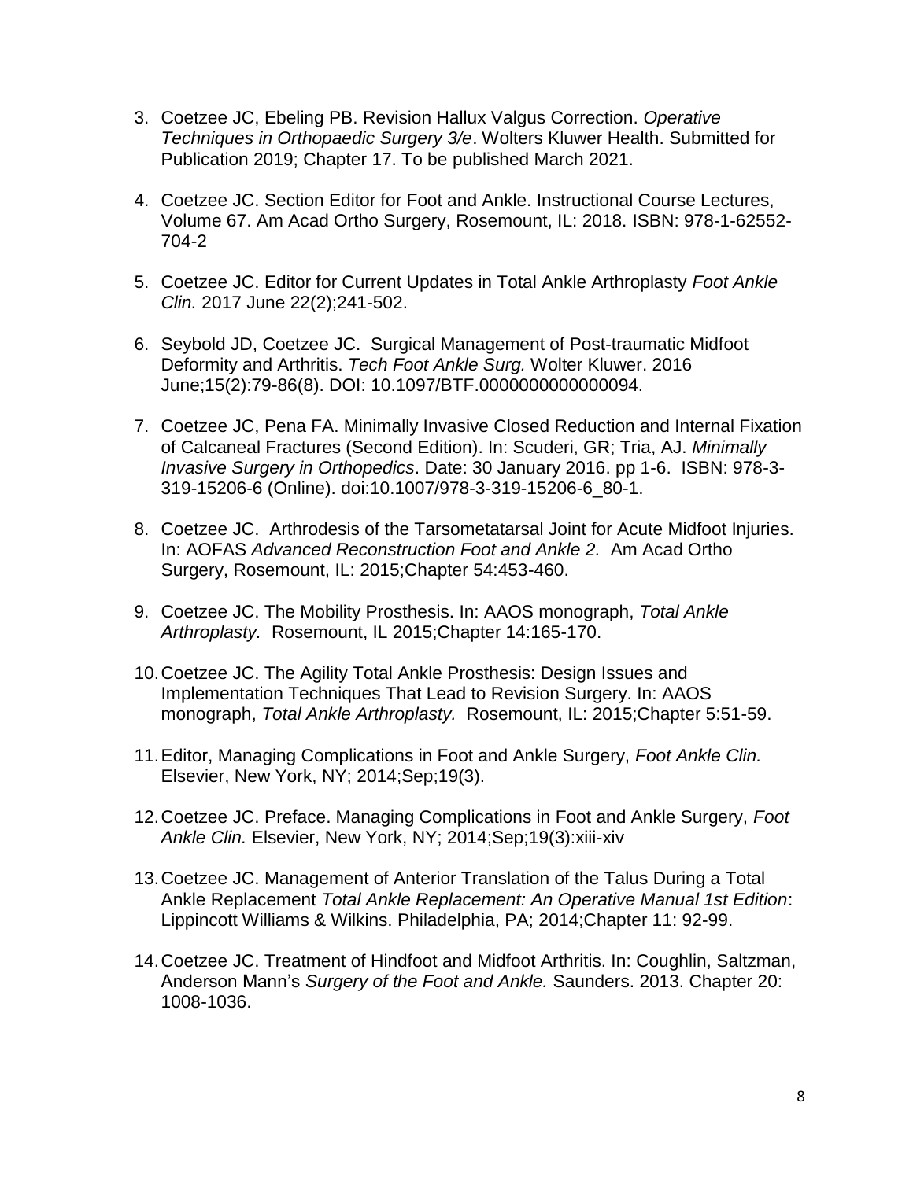3. Coetzee JC, Ebeling PB. Revision Hallux Valgus Correction. *Operative Techniques in Orthopaedic Surgery 3/e*. Wolters Kluwer Health. Submitted for Publication 2019; Chapter 17. To be published March 2021.

4. Coetzee JC. Section Editor for Foot and Ankle. Instructional Course Lectures, Volume 67. Am Acad Ortho Surgery, Rosemount, IL: 2018. ISBN: 978-1-62552-704-2

5. Coetzee JC. Editor for Current Updates in Total Ankle Arthroplasty *Foot Ankle Clin.* 2017 June 22(2);241-502.

6. Seybold JD, Coetzee JC. Surgical Management of Post-traumatic Midfoot Deformity and Arthritis. *Tech Foot Ankle Surg.* Wolter Kluwer. 2016 June;15(2):79-86(8). DOI: 10.1097/BTF.0000000000000094.

7. Coetzee JC, Pena FA. Minimally Invasive Closed Reduction and Internal Fixation of Calcaneal Fractures (Second Edition). In: Scuderi, GR; Tria, AJ. *Minimally Invasive Surgery in Orthopedics*. Date: 30 January 2016. pp 1-6. ISBN: 978-3-319-15206-6 (Online). doi:10.1007/978-3-319-15206-6_80-1.

8. Coetzee JC. Arthrodesis of the Tarsometatarsal Joint for Acute Midfoot Injuries. In: AOFAS *Advanced Reconstruction Foot and Ankle 2.* Am Acad Ortho Surgery, Rosemount, IL: 2015;Chapter 54:453-460.

9. Coetzee JC. The Mobility Prosthesis. In: AAOS monograph, *Total Ankle Arthroplasty.* Rosemount, IL 2015;Chapter 14:165-170.

10. Coetzee JC. The Agility Total Ankle Prosthesis: Design Issues and Implementation Techniques That Lead to Revision Surgery. In: AAOS monograph, *Total Ankle Arthroplasty.* Rosemount, IL: 2015;Chapter 5:51-59.

11. Editor, Managing Complications in Foot and Ankle Surgery, *Foot Ankle Clin.* Elsevier, New York, NY; 2014;Sep;19(3).

12. Coetzee JC. Preface. Managing Complications in Foot and Ankle Surgery, *Foot Ankle Clin.* Elsevier, New York, NY; 2014;Sep;19(3):xiii-xiv

13. Coetzee JC. Management of Anterior Translation of the Talus During a Total Ankle Replacement *Total Ankle Replacement: An Operative Manual 1st Edition*: Lippincott Williams & Wilkins. Philadelphia, PA; 2014;Chapter 11: 92-99.

14. Coetzee JC. Treatment of Hindfoot and Midfoot Arthritis. In: Coughlin, Saltzman, Anderson Mann's *Surgery of the Foot and Ankle.* Saunders. 2013. Chapter 20: 1008-1036.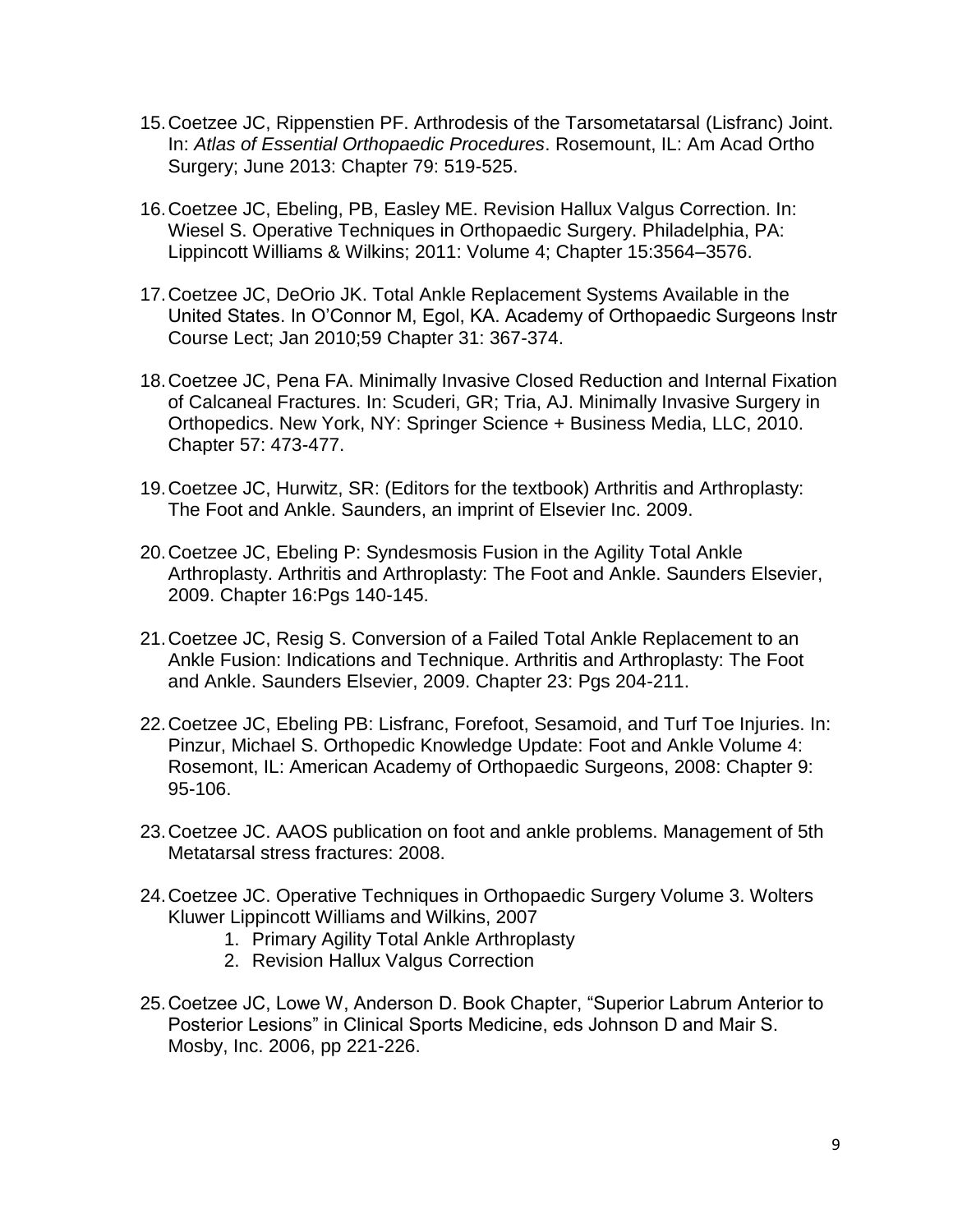15. Coetzee JC, Rippenstien PF. Arthrodesis of the Tarsometatarsal (Lisfranc) Joint. In: *Atlas of Essential Orthopaedic Procedures*. Rosemount, IL: Am Acad Ortho Surgery; June 2013: Chapter 79: 519-525.

16. Coetzee JC, Ebeling, PB, Easley ME. Revision Hallux Valgus Correction. In: Wiesel S. Operative Techniques in Orthopaedic Surgery. Philadelphia, PA: Lippincott Williams & Wilkins; 2011: Volume 4; Chapter 15:3564–3576.

17. Coetzee JC, DeOrio JK. Total Ankle Replacement Systems Available in the United States. In O'Connor M, Egol, KA. Academy of Orthopaedic Surgeons Instr Course Lect; Jan 2010;59 Chapter 31: 367-374.

18. Coetzee JC, Pena FA. Minimally Invasive Closed Reduction and Internal Fixation of Calcaneal Fractures. In: Scuderi, GR; Tria, AJ. Minimally Invasive Surgery in Orthopedics. New York, NY: Springer Science + Business Media, LLC, 2010. Chapter 57: 473-477.

19. Coetzee JC, Hurwitz, SR: (Editors for the textbook) Arthritis and Arthroplasty: The Foot and Ankle. Saunders, an imprint of Elsevier Inc. 2009.

20. Coetzee JC, Ebeling P: Syndesmosis Fusion in the Agility Total Ankle Arthroplasty. Arthritis and Arthroplasty: The Foot and Ankle. Saunders Elsevier, 2009. Chapter 16:Pgs 140-145.

21. Coetzee JC, Resig S. Conversion of a Failed Total Ankle Replacement to an Ankle Fusion: Indications and Technique. Arthritis and Arthroplasty: The Foot and Ankle. Saunders Elsevier, 2009. Chapter 23: Pgs 204-211.

22. Coetzee JC, Ebeling PB: Lisfranc, Forefoot, Sesamoid, and Turf Toe Injuries. In: Pinzur, Michael S. Orthopedic Knowledge Update: Foot and Ankle Volume 4: Rosemont, IL: American Academy of Orthopaedic Surgeons, 2008: Chapter 9: 95-106.

23. Coetzee JC. AAOS publication on foot and ankle problems. Management of 5th Metatarsal stress fractures: 2008.

24. Coetzee JC. Operative Techniques in Orthopaedic Surgery Volume 3. Wolters Kluwer Lippincott Williams and Wilkins, 2007
    1. Primary Agility Total Ankle Arthroplasty
    2. Revision Hallux Valgus Correction

25. Coetzee JC, Lowe W, Anderson D. Book Chapter, "Superior Labrum Anterior to Posterior Lesions" in Clinical Sports Medicine, eds Johnson D and Mair S. Mosby, Inc. 2006, pp 221-226.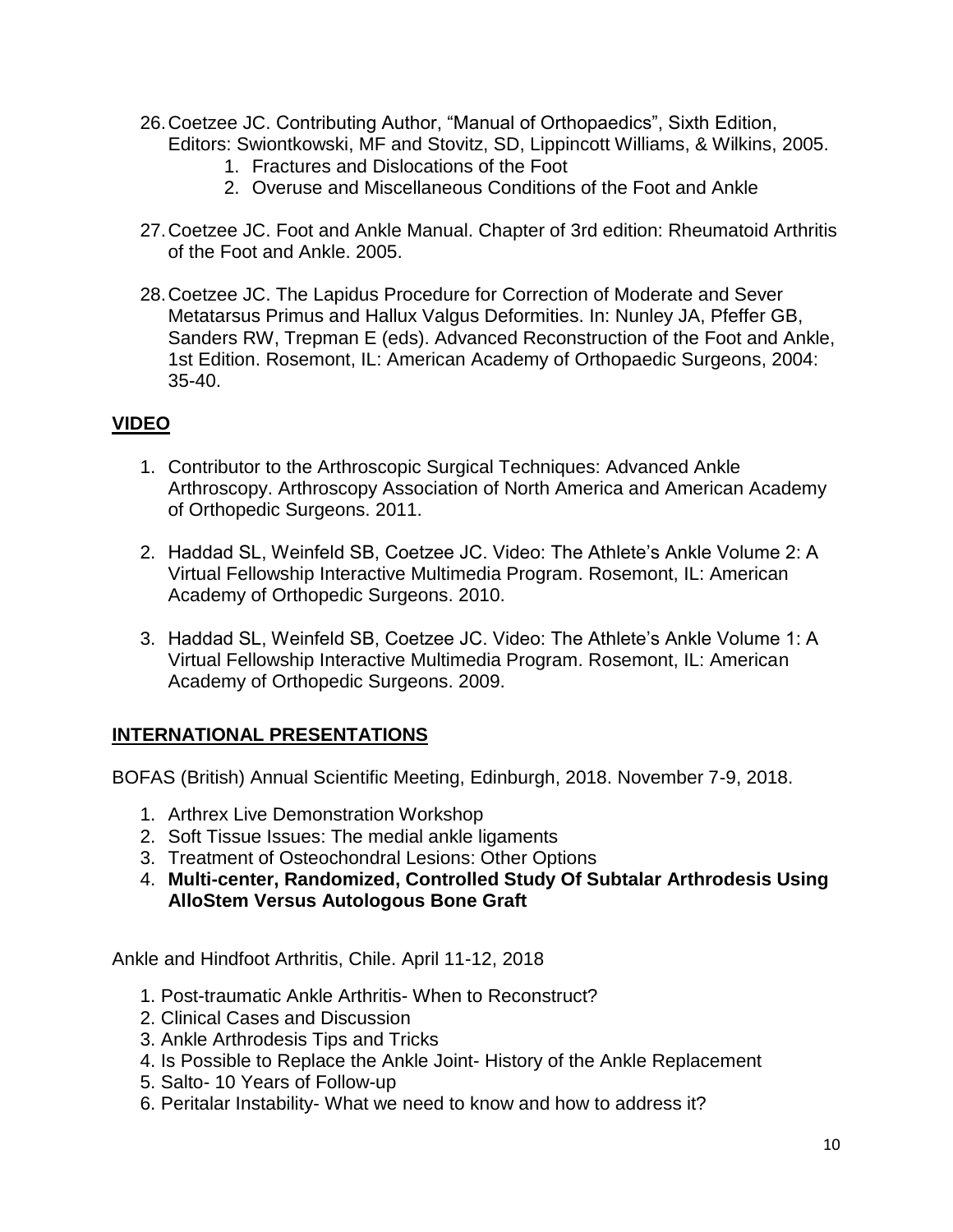26. Coetzee JC. Contributing Author, “Manual of Orthopaedics”, Sixth Edition, Editors: Swiontkowski, MF and Stovitz, SD, Lippincott Williams, & Wilkins, 2005.
    1. Fractures and Dislocations of the Foot
    2. Overuse and Miscellaneous Conditions of the Foot and Ankle

27. Coetzee JC. Foot and Ankle Manual. Chapter of 3rd edition: Rheumatoid Arthritis of the Foot and Ankle. 2005.

28. Coetzee JC. The Lapidus Procedure for Correction of Moderate and Sever Metatarsus Primus and Hallux Valgus Deformities. In: Nunley JA, Pfeffer GB, Sanders RW, Trepman E (eds). Advanced Reconstruction of the Foot and Ankle, 1st Edition. Rosemont, IL: American Academy of Orthopaedic Surgeons, 2004: 35-40.

## VIDEO

1. Contributor to the Arthroscopic Surgical Techniques: Advanced Ankle Arthroscopy. Arthroscopy Association of North America and American Academy of Orthopedic Surgeons. 2011.

2. Haddad SL, Weinfeld SB, Coetzee JC. Video: The Athlete’s Ankle Volume 2: A Virtual Fellowship Interactive Multimedia Program. Rosemont, IL: American Academy of Orthopedic Surgeons. 2010.

3. Haddad SL, Weinfeld SB, Coetzee JC. Video: The Athlete’s Ankle Volume 1: A Virtual Fellowship Interactive Multimedia Program. Rosemont, IL: American Academy of Orthopedic Surgeons. 2009.

## INTERNATIONAL PRESENTATIONS

BOFAS (British) Annual Scientific Meeting, Edinburgh, 2018. November 7-9, 2018.

1. Arthrex Live Demonstration Workshop
2. Soft Tissue Issues: The medial ankle ligaments
3. Treatment of Osteochondral Lesions: Other Options
4. **Multi-center, Randomized, Controlled Study Of Subtalar Arthrodesis Using AlloStem Versus Autologous Bone Graft**

Ankle and Hindfoot Arthritis, Chile. April 11-12, 2018

1. Post-traumatic Ankle Arthritis- When to Reconstruct?
2. Clinical Cases and Discussion
3. Ankle Arthrodesis Tips and Tricks
4. Is Possible to Replace the Ankle Joint- History of the Ankle Replacement
5. Salto- 10 Years of Follow-up
6. Peritalar Instability- What we need to know and how to address it?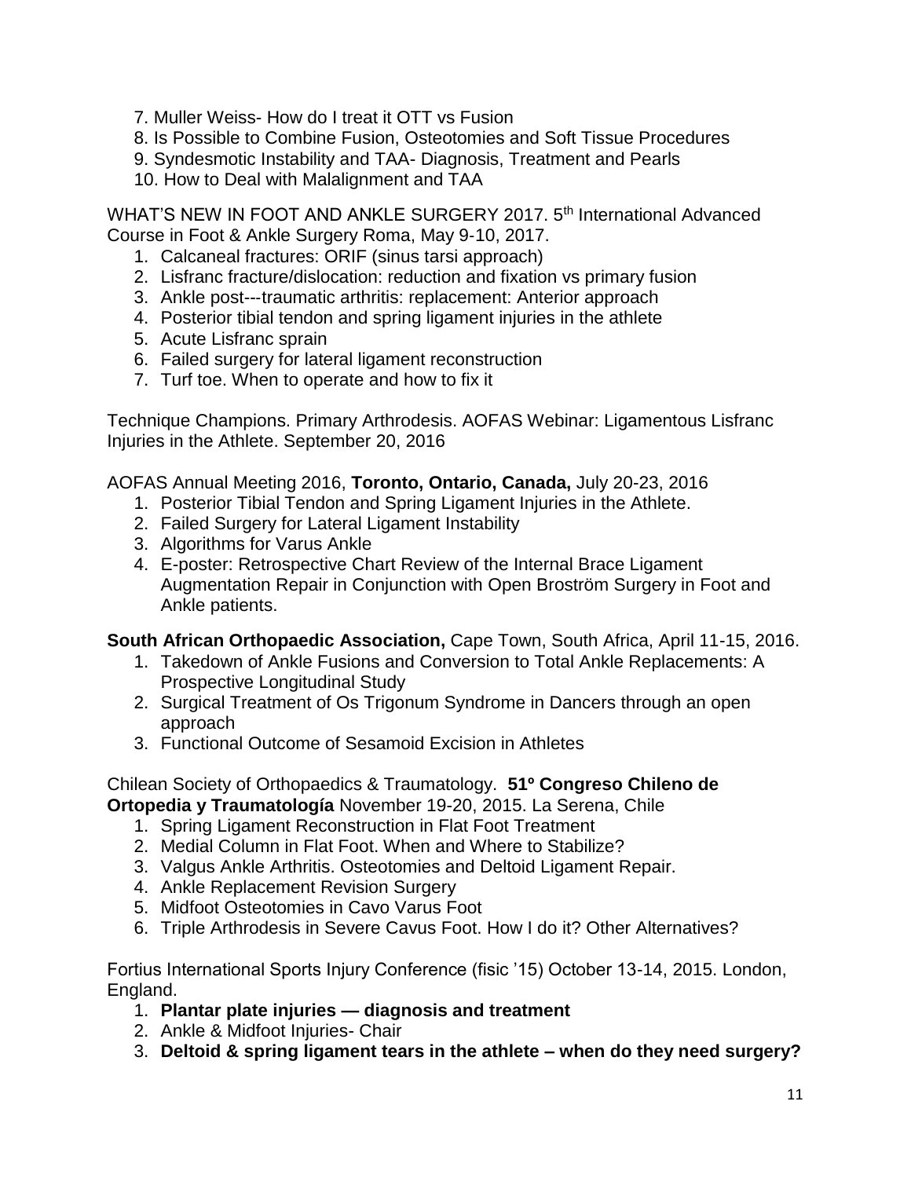7. Muller Weiss- How do I treat it OTT vs Fusion
8. Is Possible to Combine Fusion, Osteotomies and Soft Tissue Procedures
9. Syndesmotic Instability and TAA- Diagnosis, Treatment and Pearls
10. How to Deal with Malalignment and TAA

WHAT'S NEW IN FOOT AND ANKLE SURGERY 2017. 5th International Advanced Course in Foot & Ankle Surgery Roma, May 9-10, 2017.

1. Calcaneal fractures: ORIF (sinus tarsi approach)
2. Lisfranc fracture/dislocation: reduction and fixation vs primary fusion
3. Ankle post---traumatic arthritis: replacement: Anterior approach
4. Posterior tibial tendon and spring ligament injuries in the athlete
5. Acute Lisfranc sprain
6. Failed surgery for lateral ligament reconstruction
7. Turf toe. When to operate and how to fix it

Technique Champions. Primary Arthrodesis. AOFAS Webinar: Ligamentous Lisfranc Injuries in the Athlete. September 20, 2016

AOFAS Annual Meeting 2016, **Toronto, Ontario, Canada,** July 20-23, 2016

1. Posterior Tibial Tendon and Spring Ligament Injuries in the Athlete.
2. Failed Surgery for Lateral Ligament Instability
3. Algorithms for Varus Ankle
4. E-poster: Retrospective Chart Review of the Internal Brace Ligament Augmentation Repair in Conjunction with Open Broström Surgery in Foot and Ankle patients.

**South African Orthopaedic Association,** Cape Town, South Africa, April 11-15, 2016.

1. Takedown of Ankle Fusions and Conversion to Total Ankle Replacements: A Prospective Longitudinal Study
2. Surgical Treatment of Os Trigonum Syndrome in Dancers through an open approach
3. Functional Outcome of Sesamoid Excision in Athletes

Chilean Society of Orthopaedics & Traumatology. **51º Congreso Chileno de Ortopedia y Traumatología** November 19-20, 2015. La Serena, Chile

1. Spring Ligament Reconstruction in Flat Foot Treatment
2. Medial Column in Flat Foot. When and Where to Stabilize?
3. Valgus Ankle Arthritis. Osteotomies and Deltoid Ligament Repair.
4. Ankle Replacement Revision Surgery
5. Midfoot Osteotomies in Cavo Varus Foot
6. Triple Arthrodesis in Severe Cavus Foot. How I do it? Other Alternatives?

Fortius International Sports Injury Conference (fisic '15) October 13-14, 2015. London, England.

1. **Plantar plate injuries — diagnosis and treatment**
2. Ankle & Midfoot Injuries- Chair
3. **Deltoid & spring ligament tears in the athlete – when do they need surgery?**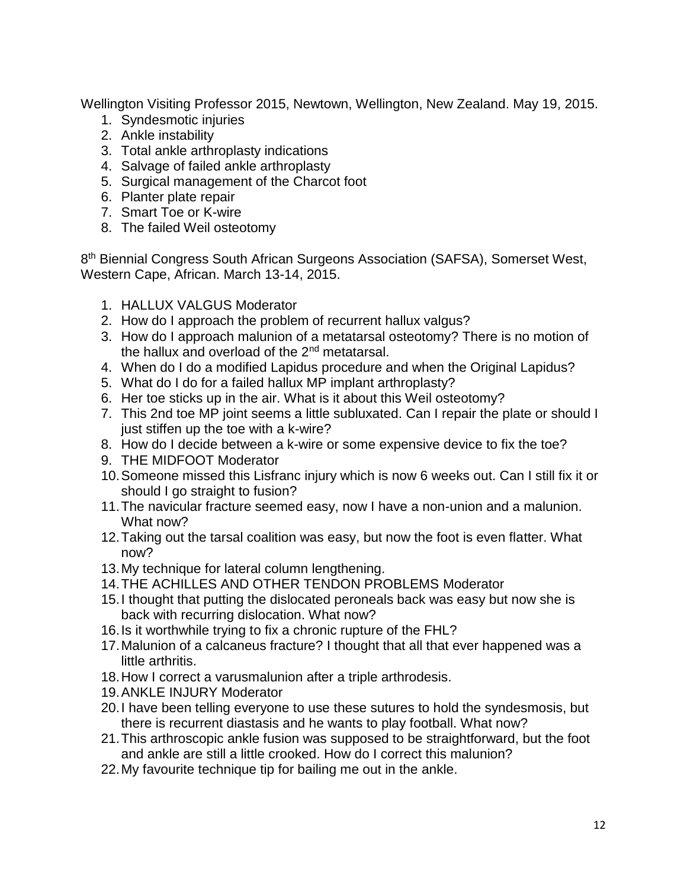Wellington Visiting Professor 2015, Newtown, Wellington, New Zealand. May 19, 2015.

1. Syndesmotic injuries
2. Ankle instability
3. Total ankle arthroplasty indications
4. Salvage of failed ankle arthroplasty
5. Surgical management of the Charcot foot
6. Planter plate repair
7. Smart Toe or K-wire
8. The failed Weil osteotomy

8th Biennial Congress South African Surgeons Association (SAFSA), Somerset West, Western Cape, African. March 13-14, 2015.

1. HALLUX VALGUS Moderator
2. How do I approach the problem of recurrent hallux valgus?
3. How do I approach malunion of a metatarsal osteotomy? There is no motion of the hallux and overload of the 2nd metatarsal.
4. When do I do a modified Lapidus procedure and when the Original Lapidus?
5. What do I do for a failed hallux MP implant arthroplasty?
6. Her toe sticks up in the air. What is it about this Weil osteotomy?
7. This 2nd toe MP joint seems a little subluxated. Can I repair the plate or should I just stiffen up the toe with a k-wire?
8. How do I decide between a k-wire or some expensive device to fix the toe?
9. THE MIDFOOT Moderator
10. Someone missed this Lisfranc injury which is now 6 weeks out. Can I still fix it or should I go straight to fusion?
11. The navicular fracture seemed easy, now I have a non-union and a malunion. What now?
12. Taking out the tarsal coalition was easy, but now the foot is even flatter. What now?
13. My technique for lateral column lengthening.
14. THE ACHILLES AND OTHER TENDON PROBLEMS Moderator
15. I thought that putting the dislocated peroneals back was easy but now she is back with recurring dislocation. What now?
16. Is it worthwhile trying to fix a chronic rupture of the FHL?
17. Malunion of a calcaneus fracture? I thought that all that ever happened was a little arthritis.
18. How I correct a varusmalunion after a triple arthrodesis.
19. ANKLE INJURY Moderator
20. I have been telling everyone to use these sutures to hold the syndesmosis, but there is recurrent diastasis and he wants to play football. What now?
21. This arthroscopic ankle fusion was supposed to be straightforward, but the foot and ankle are still a little crooked. How do I correct this malunion?
22. My favourite technique tip for bailing me out in the ankle.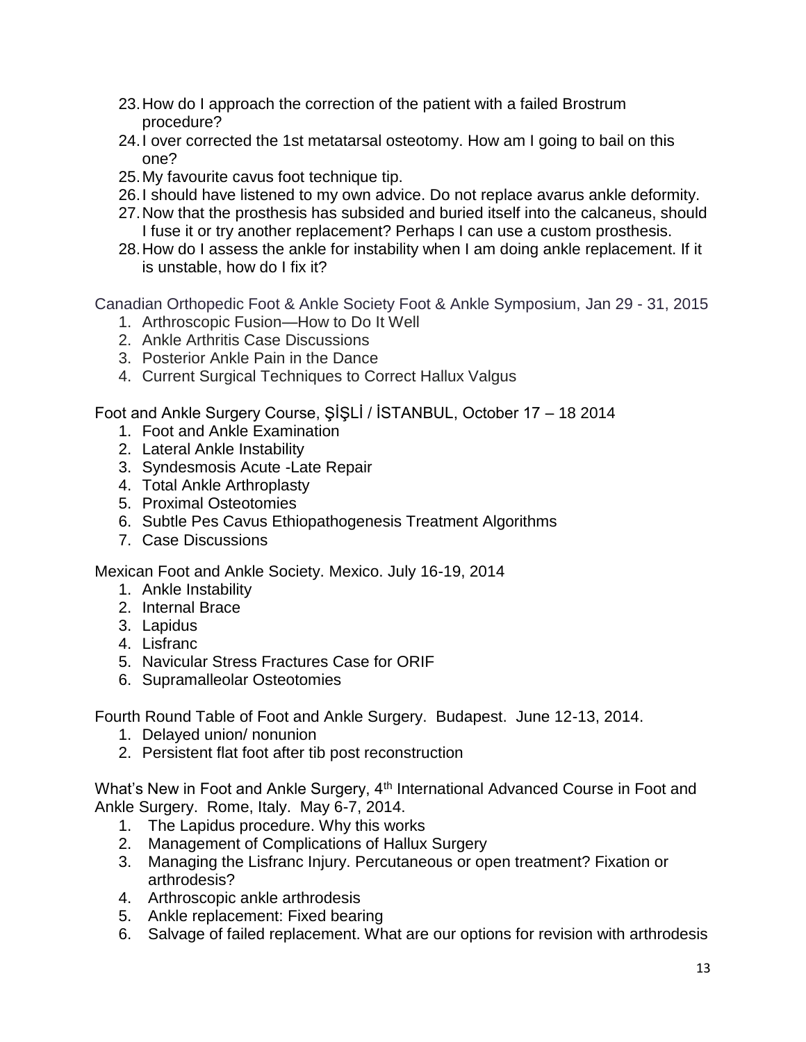23. How do I approach the correction of the patient with a failed Brostrum procedure?
24. I over corrected the 1st metatarsal osteotomy. How am I going to bail on this one?
25. My favourite cavus foot technique tip.
26. I should have listened to my own advice. Do not replace avarus ankle deformity.
27. Now that the prosthesis has subsided and buried itself into the calcaneus, should I fuse it or try another replacement? Perhaps I can use a custom prosthesis.
28. How do I assess the ankle for instability when I am doing ankle replacement. If it is unstable, how do I fix it?

Canadian Orthopedic Foot & Ankle Society Foot & Ankle Symposium, Jan 29 - 31, 2015

1. Arthroscopic Fusion—How to Do It Well
2. Ankle Arthritis Case Discussions
3. Posterior Ankle Pain in the Dance
4. Current Surgical Techniques to Correct Hallux Valgus

Foot and Ankle Surgery Course, ŞİŞLİ / İSTANBUL, October 17 – 18 2014

1. Foot and Ankle Examination
2. Lateral Ankle Instability
3. Syndesmosis Acute -Late Repair
4. Total Ankle Arthroplasty
5. Proximal Osteotomies
6. Subtle Pes Cavus Ethiopathogenesis Treatment Algorithms
7. Case Discussions

Mexican Foot and Ankle Society. Mexico. July 16-19, 2014

1. Ankle Instability
2. Internal Brace
3. Lapidus
4. Lisfranc
5. Navicular Stress Fractures Case for ORIF
6. Supramalleolar Osteotomies

Fourth Round Table of Foot and Ankle Surgery. Budapest. June 12-13, 2014.

1. Delayed union/ nonunion
2. Persistent flat foot after tib post reconstruction

What's New in Foot and Ankle Surgery, 4th International Advanced Course in Foot and Ankle Surgery. Rome, Italy. May 6-7, 2014.

1. The Lapidus procedure. Why this works
2. Management of Complications of Hallux Surgery
3. Managing the Lisfranc Injury. Percutaneous or open treatment? Fixation or arthrodesis?
4. Arthroscopic ankle arthrodesis
5. Ankle replacement: Fixed bearing
6. Salvage of failed replacement. What are our options for revision with arthrodesis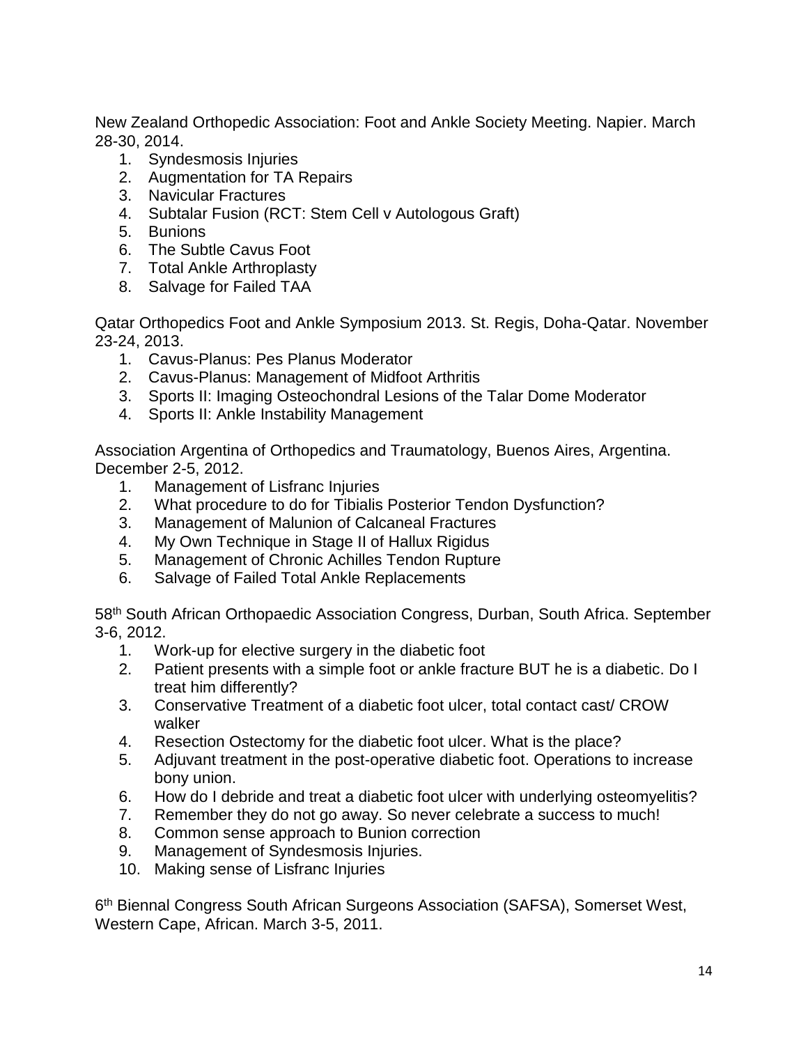New Zealand Orthopedic Association: Foot and Ankle Society Meeting. Napier. March 28-30, 2014.

1. Syndesmosis Injuries
2. Augmentation for TA Repairs
3. Navicular Fractures
4. Subtalar Fusion (RCT: Stem Cell v Autologous Graft)
5. Bunions
6. The Subtle Cavus Foot
7. Total Ankle Arthroplasty
8. Salvage for Failed TAA

Qatar Orthopedics Foot and Ankle Symposium 2013. St. Regis, Doha-Qatar. November 23-24, 2013.

1. Cavus-Planus: Pes Planus Moderator
2. Cavus-Planus: Management of Midfoot Arthritis
3. Sports II: Imaging Osteochondral Lesions of the Talar Dome Moderator
4. Sports II: Ankle Instability Management

Association Argentina of Orthopedics and Traumatology, Buenos Aires, Argentina. December 2-5, 2012.

1. Management of Lisfranc Injuries
2. What procedure to do for Tibialis Posterior Tendon Dysfunction?
3. Management of Malunion of Calcaneal Fractures
4. My Own Technique in Stage II of Hallux Rigidus
5. Management of Chronic Achilles Tendon Rupture
6. Salvage of Failed Total Ankle Replacements

58th South African Orthopaedic Association Congress, Durban, South Africa. September 3-6, 2012.

1. Work-up for elective surgery in the diabetic foot
2. Patient presents with a simple foot or ankle fracture BUT he is a diabetic. Do I treat him differently?
3. Conservative Treatment of a diabetic foot ulcer, total contact cast/ CROW walker
4. Resection Ostectomy for the diabetic foot ulcer. What is the place?
5. Adjuvant treatment in the post-operative diabetic foot. Operations to increase bony union.
6. How do I debride and treat a diabetic foot ulcer with underlying osteomyelitis?
7. Remember they do not go away. So never celebrate a success to much!
8. Common sense approach to Bunion correction
9. Management of Syndesmosis Injuries.
10. Making sense of Lisfranc Injuries

6th Biennal Congress South African Surgeons Association (SAFSA), Somerset West, Western Cape, African. March 3-5, 2011.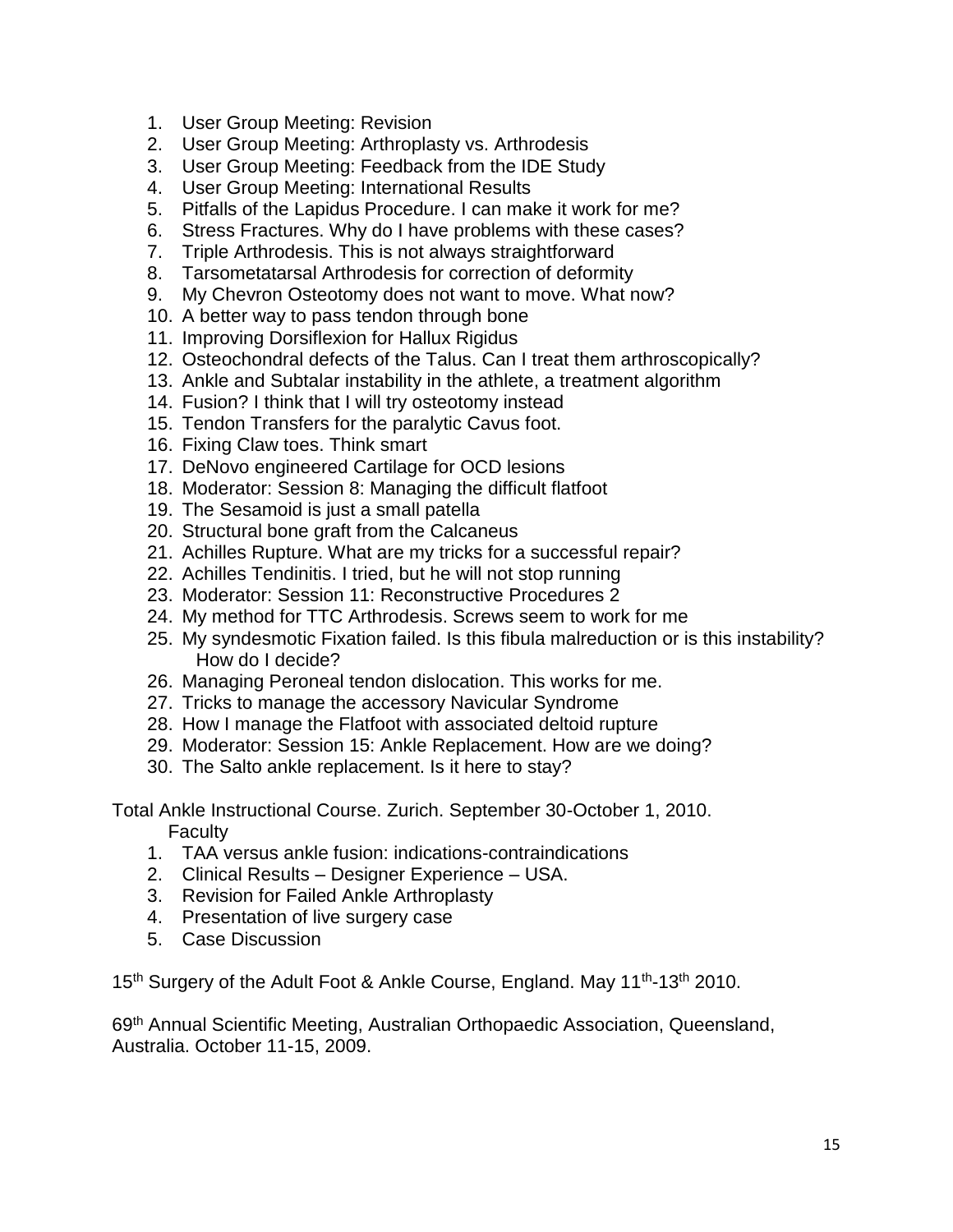1. User Group Meeting: Revision
2. User Group Meeting: Arthroplasty vs. Arthrodesis
3. User Group Meeting: Feedback from the IDE Study
4. User Group Meeting: International Results
5. Pitfalls of the Lapidus Procedure. I can make it work for me?
6. Stress Fractures. Why do I have problems with these cases?
7. Triple Arthrodesis. This is not always straightforward
8. Tarsometatarsal Arthrodesis for correction of deformity
9. My Chevron Osteotomy does not want to move. What now?
10. A better way to pass tendon through bone
11. Improving Dorsiflexion for Hallux Rigidus
12. Osteochondral defects of the Talus. Can I treat them arthroscopically?
13. Ankle and Subtalar instability in the athlete, a treatment algorithm
14. Fusion? I think that I will try osteotomy instead
15. Tendon Transfers for the paralytic Cavus foot.
16. Fixing Claw toes. Think smart
17. DeNovo engineered Cartilage for OCD lesions
18. Moderator: Session 8: Managing the difficult flatfoot
19. The Sesamoid is just a small patella
20. Structural bone graft from the Calcaneus
21. Achilles Rupture. What are my tricks for a successful repair?
22. Achilles Tendinitis. I tried, but he will not stop running
23. Moderator: Session 11: Reconstructive Procedures 2
24. My method for TTC Arthrodesis. Screws seem to work for me
25. My syndesmotic Fixation failed. Is this fibula malreduction or is this instability? How do I decide?
26. Managing Peroneal tendon dislocation. This works for me.
27. Tricks to manage the accessory Navicular Syndrome
28. How I manage the Flatfoot with associated deltoid rupture
29. Moderator: Session 15: Ankle Replacement. How are we doing?
30. The Salto ankle replacement. Is it here to stay?

Total Ankle Instructional Course. Zurich. September 30-October 1, 2010.
Faculty

1. TAA versus ankle fusion: indications-contraindications
2. Clinical Results – Designer Experience – USA.
3. Revision for Failed Ankle Arthroplasty
4. Presentation of live surgery case
5. Case Discussion

15th Surgery of the Adult Foot & Ankle Course, England. May 11th-13th 2010.

69th Annual Scientific Meeting, Australian Orthopaedic Association, Queensland, Australia. October 11-15, 2009.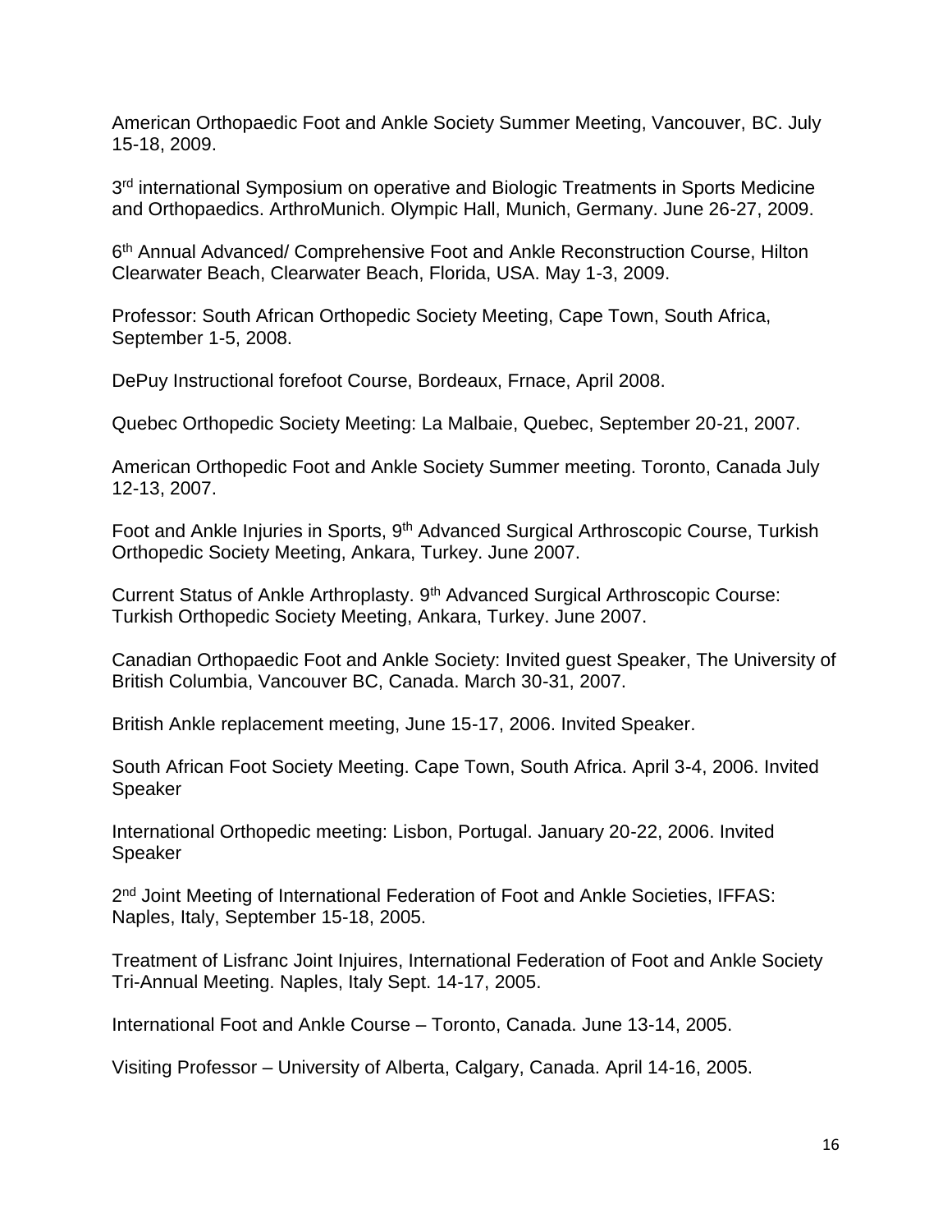American Orthopaedic Foot and Ankle Society Summer Meeting, Vancouver, BC. July 15-18, 2009.

3rd international Symposium on operative and Biologic Treatments in Sports Medicine and Orthopaedics. ArthroMunich. Olympic Hall, Munich, Germany. June 26-27, 2009.

6th Annual Advanced/ Comprehensive Foot and Ankle Reconstruction Course, Hilton Clearwater Beach, Clearwater Beach, Florida, USA. May 1-3, 2009.

Professor: South African Orthopedic Society Meeting, Cape Town, South Africa, September 1-5, 2008.

DePuy Instructional forefoot Course, Bordeaux, Frnace, April 2008.

Quebec Orthopedic Society Meeting: La Malbaie, Quebec, September 20-21, 2007.

American Orthopedic Foot and Ankle Society Summer meeting. Toronto, Canada July 12-13, 2007.

Foot and Ankle Injuries in Sports, 9th Advanced Surgical Arthroscopic Course, Turkish Orthopedic Society Meeting, Ankara, Turkey. June 2007.

Current Status of Ankle Arthroplasty. 9th Advanced Surgical Arthroscopic Course: Turkish Orthopedic Society Meeting, Ankara, Turkey. June 2007.

Canadian Orthopaedic Foot and Ankle Society: Invited guest Speaker, The University of British Columbia, Vancouver BC, Canada. March 30-31, 2007.

British Ankle replacement meeting, June 15-17, 2006. Invited Speaker.

South African Foot Society Meeting. Cape Town, South Africa. April 3-4, 2006. Invited Speaker

International Orthopedic meeting: Lisbon, Portugal. January 20-22, 2006. Invited Speaker

2nd Joint Meeting of International Federation of Foot and Ankle Societies, IFFAS: Naples, Italy, September 15-18, 2005.

Treatment of Lisfranc Joint Injuires, International Federation of Foot and Ankle Society Tri-Annual Meeting. Naples, Italy Sept. 14-17, 2005.

International Foot and Ankle Course – Toronto, Canada. June 13-14, 2005.

Visiting Professor – University of Alberta, Calgary, Canada. April 14-16, 2005.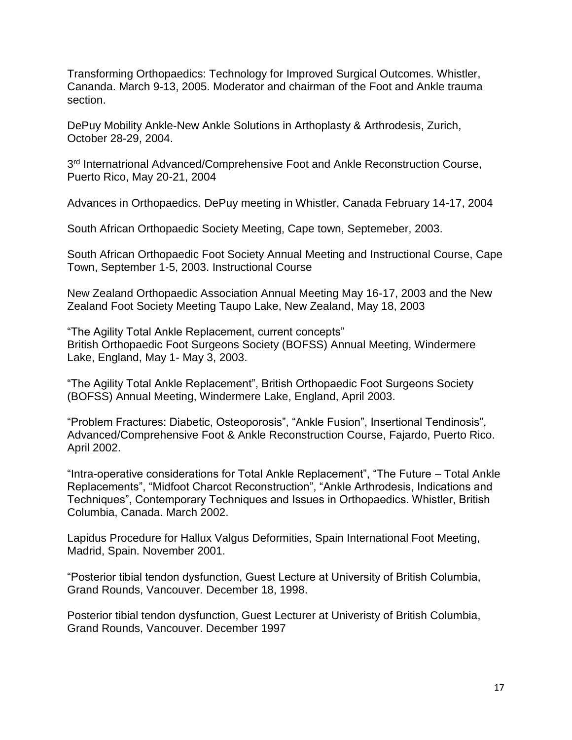Transforming Orthopaedics: Technology for Improved Surgical Outcomes. Whistler, Cananda. March 9-13, 2005. Moderator and chairman of the Foot and Ankle trauma section.

DePuy Mobility Ankle-New Ankle Solutions in Arthoplasty & Arthrodesis, Zurich, October 28-29, 2004.

3rd Internatrional Advanced/Comprehensive Foot and Ankle Reconstruction Course, Puerto Rico, May 20-21, 2004

Advances in Orthopaedics. DePuy meeting in Whistler, Canada February 14-17, 2004

South African Orthopaedic Society Meeting, Cape town, Septemeber, 2003.

South African Orthopaedic Foot Society Annual Meeting and Instructional Course, Cape Town, September 1-5, 2003. Instructional Course

New Zealand Orthopaedic Association Annual Meeting May 16-17, 2003 and the New Zealand Foot Society Meeting Taupo Lake, New Zealand, May 18, 2003

"The Agility Total Ankle Replacement, current concepts"
British Orthopaedic Foot Surgeons Society (BOFSS) Annual Meeting, Windermere Lake, England, May 1- May 3, 2003.

"The Agility Total Ankle Replacement", British Orthopaedic Foot Surgeons Society (BOFSS) Annual Meeting, Windermere Lake, England, April 2003.

"Problem Fractures: Diabetic, Osteoporosis", "Ankle Fusion", Insertional Tendinosis", Advanced/Comprehensive Foot & Ankle Reconstruction Course, Fajardo, Puerto Rico. April 2002.

"Intra-operative considerations for Total Ankle Replacement", "The Future – Total Ankle Replacements", "Midfoot Charcot Reconstruction", "Ankle Arthrodesis, Indications and Techniques", Contemporary Techniques and Issues in Orthopaedics. Whistler, British Columbia, Canada. March 2002.

Lapidus Procedure for Hallux Valgus Deformities, Spain International Foot Meeting, Madrid, Spain. November 2001.

"Posterior tibial tendon dysfunction, Guest Lecture at University of British Columbia, Grand Rounds, Vancouver. December 18, 1998.

Posterior tibial tendon dysfunction, Guest Lecturer at Univeristy of British Columbia, Grand Rounds, Vancouver. December 1997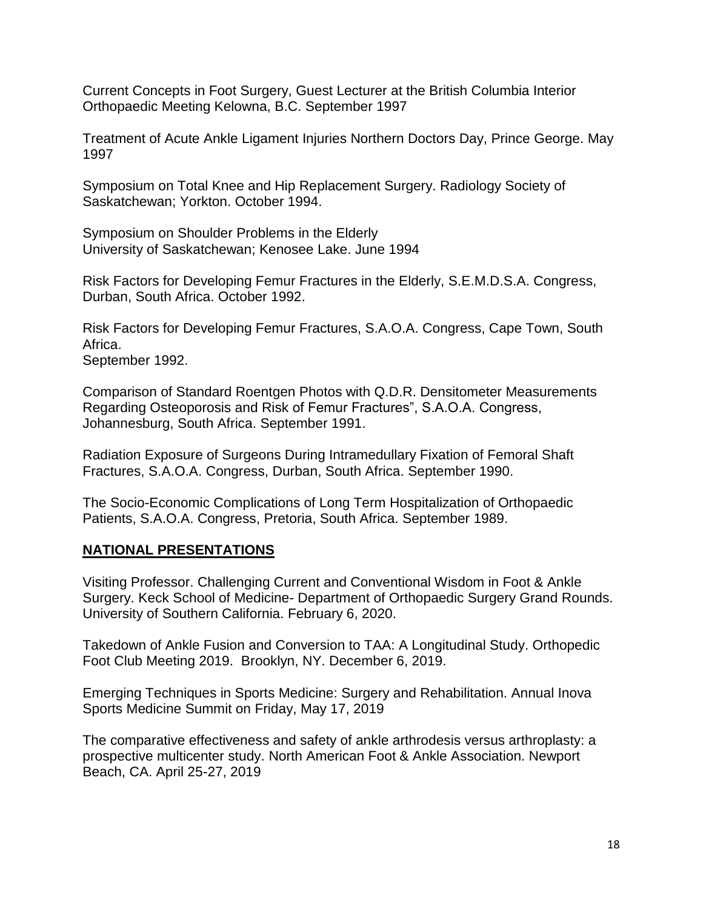Current Concepts in Foot Surgery, Guest Lecturer at the British Columbia Interior Orthopaedic Meeting Kelowna, B.C. September 1997

Treatment of Acute Ankle Ligament Injuries Northern Doctors Day, Prince George. May 1997

Symposium on Total Knee and Hip Replacement Surgery. Radiology Society of Saskatchewan; Yorkton. October 1994.

Symposium on Shoulder Problems in the Elderly
University of Saskatchewan; Kenosee Lake. June 1994

Risk Factors for Developing Femur Fractures in the Elderly, S.E.M.D.S.A. Congress, Durban, South Africa. October 1992.

Risk Factors for Developing Femur Fractures, S.A.O.A. Congress, Cape Town, South Africa.
September 1992.

Comparison of Standard Roentgen Photos with Q.D.R. Densitometer Measurements Regarding Osteoporosis and Risk of Femur Fractures", S.A.O.A. Congress, Johannesburg, South Africa. September 1991.

Radiation Exposure of Surgeons During Intramedullary Fixation of Femoral Shaft Fractures, S.A.O.A. Congress, Durban, South Africa. September 1990.

The Socio-Economic Complications of Long Term Hospitalization of Orthopaedic Patients, S.A.O.A. Congress, Pretoria, South Africa. September 1989.

## NATIONAL PRESENTATIONS

Visiting Professor. Challenging Current and Conventional Wisdom in Foot & Ankle Surgery. Keck School of Medicine- Department of Orthopaedic Surgery Grand Rounds. University of Southern California. February 6, 2020.

Takedown of Ankle Fusion and Conversion to TAA: A Longitudinal Study. Orthopedic Foot Club Meeting 2019. Brooklyn, NY. December 6, 2019.

Emerging Techniques in Sports Medicine: Surgery and Rehabilitation. Annual Inova Sports Medicine Summit on Friday, May 17, 2019

The comparative effectiveness and safety of ankle arthrodesis versus arthroplasty: a prospective multicenter study. North American Foot & Ankle Association. Newport Beach, CA. April 25-27, 2019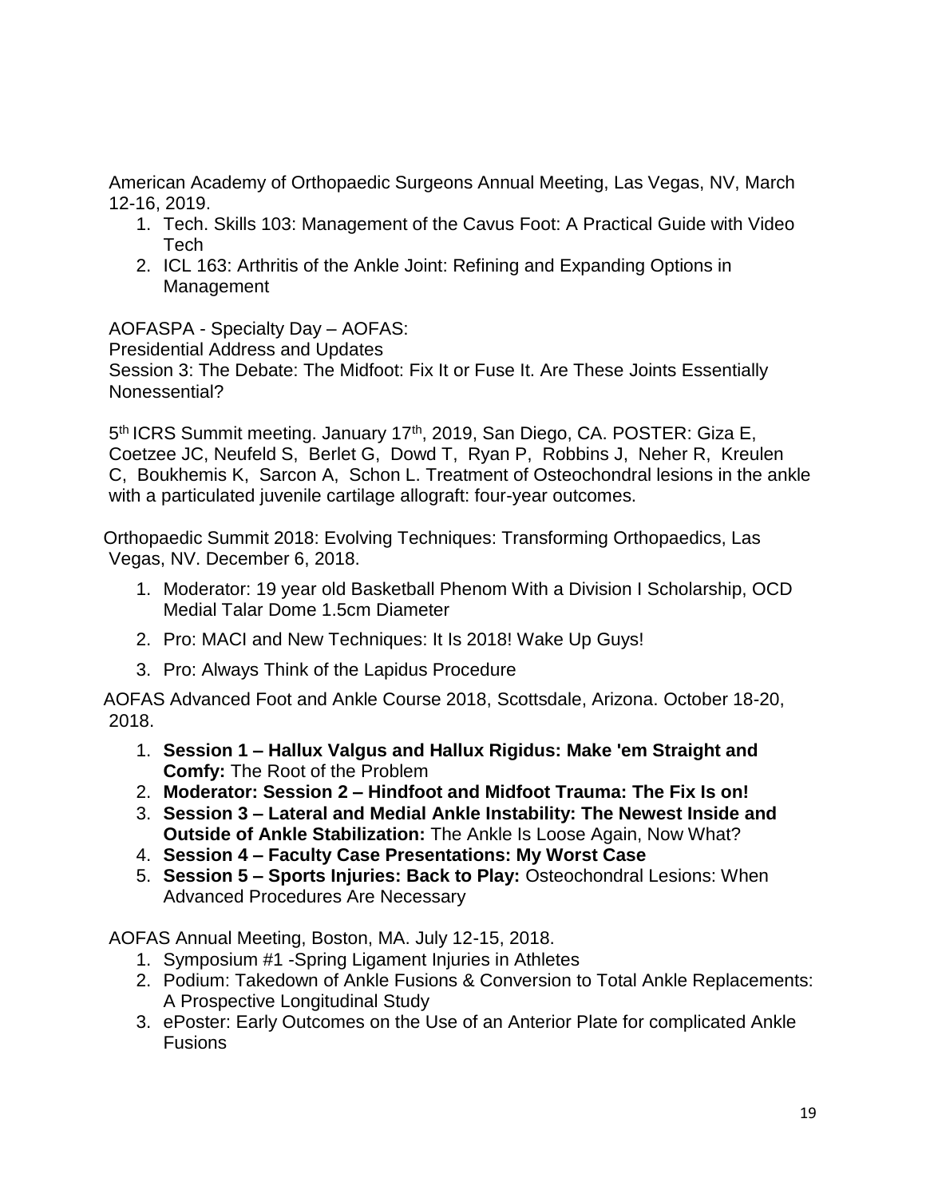American Academy of Orthopaedic Surgeons Annual Meeting, Las Vegas, NV, March 12-16, 2019.

1. Tech. Skills 103: Management of the Cavus Foot: A Practical Guide with Video Tech
2. ICL 163: Arthritis of the Ankle Joint: Refining and Expanding Options in Management

AOFASPA - Specialty Day – AOFAS:
Presidential Address and Updates
Session 3: The Debate: The Midfoot: Fix It or Fuse It. Are These Joints Essentially Nonessential?

5th ICRS Summit meeting. January 17th, 2019, San Diego, CA. POSTER: Giza E, Coetzee JC, Neufeld S, Berlet G, Dowd T, Ryan P, Robbins J, Neher R, Kreulen C, Boukhemis K, Sarcon A, Schon L. Treatment of Osteochondral lesions in the ankle with a particulated juvenile cartilage allograft: four-year outcomes.

Orthopaedic Summit 2018: Evolving Techniques: Transforming Orthopaedics, Las Vegas, NV. December 6, 2018.

1. Moderator: 19 year old Basketball Phenom With a Division I Scholarship, OCD Medial Talar Dome 1.5cm Diameter
2. Pro: MACI and New Techniques: It Is 2018! Wake Up Guys!
3. Pro: Always Think of the Lapidus Procedure

AOFAS Advanced Foot and Ankle Course 2018, Scottsdale, Arizona. October 18-20, 2018.

1. **Session 1 – Hallux Valgus and Hallux Rigidus: Make 'em Straight and Comfy:** The Root of the Problem
2. **Moderator: Session 2 – Hindfoot and Midfoot Trauma: The Fix Is on!**
3. **Session 3 – Lateral and Medial Ankle Instability: The Newest Inside and Outside of Ankle Stabilization:** The Ankle Is Loose Again, Now What?
4. **Session 4 – Faculty Case Presentations: My Worst Case**
5. **Session 5 – Sports Injuries: Back to Play:** Osteochondral Lesions: When Advanced Procedures Are Necessary

AOFAS Annual Meeting, Boston, MA. July 12-15, 2018.

1. Symposium #1 -Spring Ligament Injuries in Athletes
2. Podium: Takedown of Ankle Fusions & Conversion to Total Ankle Replacements: A Prospective Longitudinal Study
3. ePoster: Early Outcomes on the Use of an Anterior Plate for complicated Ankle Fusions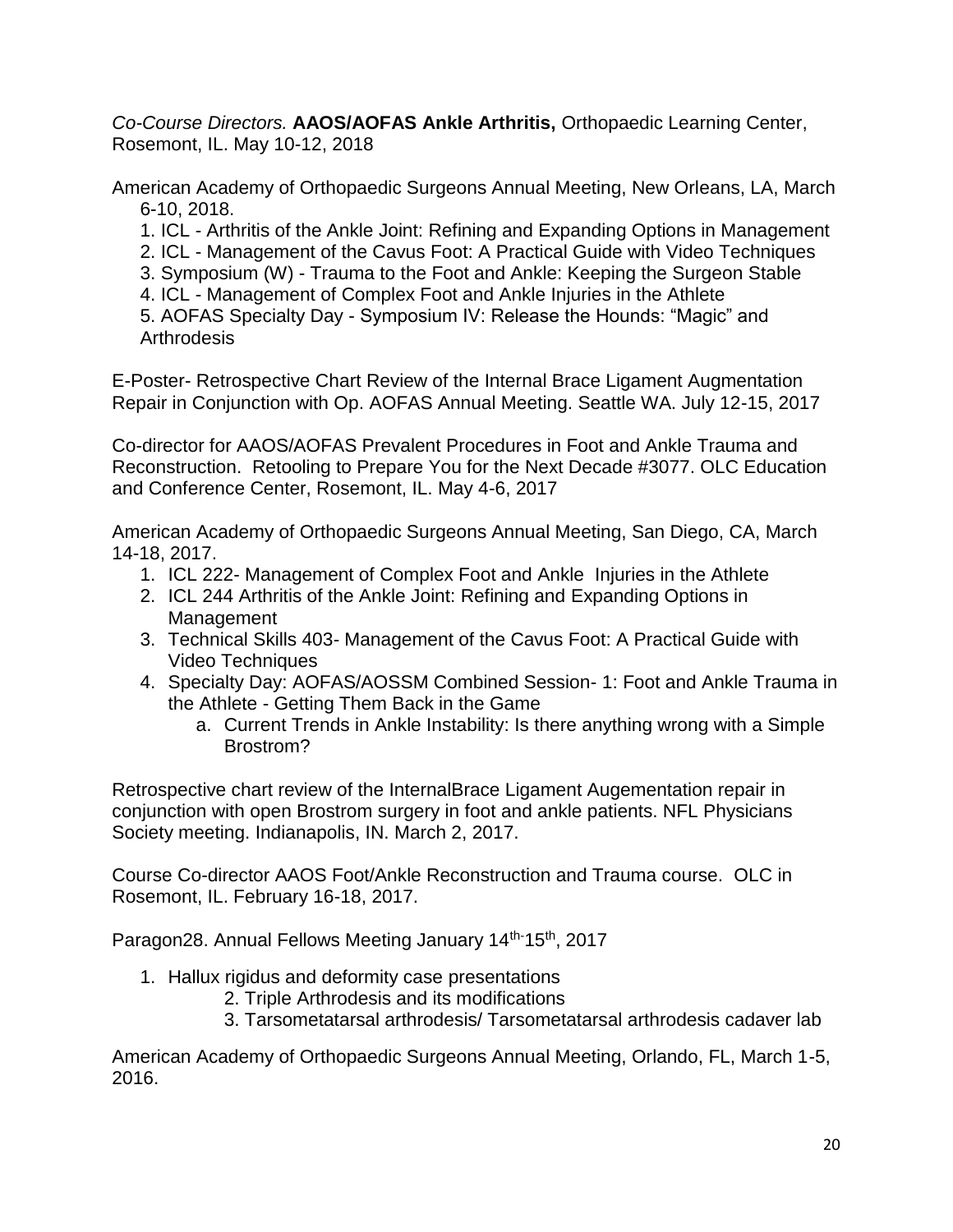*Co-Course Directors.* **AAOS/AOFAS Ankle Arthritis,** Orthopaedic Learning Center, Rosemont, IL. May 10-12, 2018

American Academy of Orthopaedic Surgeons Annual Meeting, New Orleans, LA, March 6-10, 2018.

1. ICL - Arthritis of the Ankle Joint: Refining and Expanding Options in Management
2. ICL - Management of the Cavus Foot: A Practical Guide with Video Techniques
3. Symposium (W) - Trauma to the Foot and Ankle: Keeping the Surgeon Stable
4. ICL - Management of Complex Foot and Ankle Injuries in the Athlete
5. AOFAS Specialty Day - Symposium IV: Release the Hounds: "Magic" and Arthrodesis

E-Poster- Retrospective Chart Review of the Internal Brace Ligament Augmentation Repair in Conjunction with Op. AOFAS Annual Meeting. Seattle WA. July 12-15, 2017

Co-director for AAOS/AOFAS Prevalent Procedures in Foot and Ankle Trauma and Reconstruction. Retooling to Prepare You for the Next Decade #3077. OLC Education and Conference Center, Rosemont, IL. May 4-6, 2017

American Academy of Orthopaedic Surgeons Annual Meeting, San Diego, CA, March 14-18, 2017.

1. ICL 222- Management of Complex Foot and Ankle Injuries in the Athlete
2. ICL 244 Arthritis of the Ankle Joint: Refining and Expanding Options in Management
3. Technical Skills 403- Management of the Cavus Foot: A Practical Guide with Video Techniques
4. Specialty Day: AOFAS/AOSSM Combined Session- 1: Foot and Ankle Trauma in the Athlete - Getting Them Back in the Game
   a. Current Trends in Ankle Instability: Is there anything wrong with a Simple Brostrom?

Retrospective chart review of the InternalBrace Ligament Augementation repair in conjunction with open Brostrom surgery in foot and ankle patients. NFL Physicians Society meeting. Indianapolis, IN. March 2, 2017.

Course Co-director AAOS Foot/Ankle Reconstruction and Trauma course. OLC in Rosemont, IL. February 16-18, 2017.

Paragon28. Annual Fellows Meeting January 14th-15th, 2017

1. Hallux rigidus and deformity case presentations
2. Triple Arthrodesis and its modifications
3. Tarsometatarsal arthrodesis/ Tarsometatarsal arthrodesis cadaver lab

American Academy of Orthopaedic Surgeons Annual Meeting, Orlando, FL, March 1-5, 2016.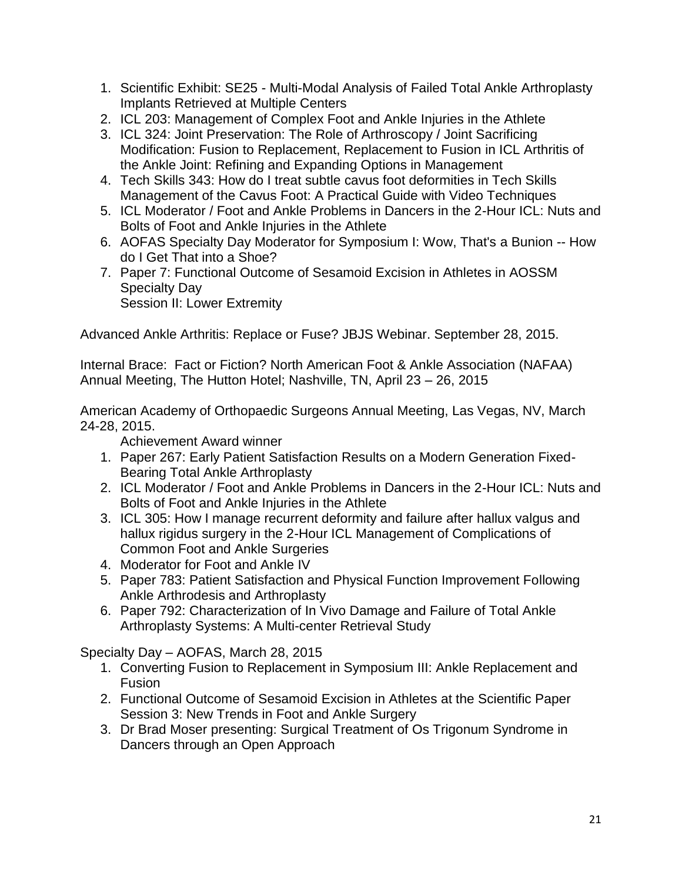1. Scientific Exhibit: SE25 - Multi-Modal Analysis of Failed Total Ankle Arthroplasty Implants Retrieved at Multiple Centers
2. ICL 203: Management of Complex Foot and Ankle Injuries in the Athlete
3. ICL 324: Joint Preservation: The Role of Arthroscopy / Joint Sacrificing Modification: Fusion to Replacement, Replacement to Fusion in ICL Arthritis of the Ankle Joint: Refining and Expanding Options in Management
4. Tech Skills 343: How do I treat subtle cavus foot deformities in Tech Skills Management of the Cavus Foot: A Practical Guide with Video Techniques
5. ICL Moderator / Foot and Ankle Problems in Dancers in the 2-Hour ICL: Nuts and Bolts of Foot and Ankle Injuries in the Athlete
6. AOFAS Specialty Day Moderator for Symposium I: Wow, That's a Bunion -- How do I Get That into a Shoe?
7. Paper 7: Functional Outcome of Sesamoid Excision in Athletes in AOSSM Specialty Day
   Session II: Lower Extremity

Advanced Ankle Arthritis: Replace or Fuse? JBJS Webinar. September 28, 2015.

Internal Brace: Fact or Fiction? North American Foot & Ankle Association (NAFAA) Annual Meeting, The Hutton Hotel; Nashville, TN, April 23 – 26, 2015

American Academy of Orthopaedic Surgeons Annual Meeting, Las Vegas, NV, March 24-28, 2015.

Achievement Award winner

1. Paper 267: Early Patient Satisfaction Results on a Modern Generation Fixed-Bearing Total Ankle Arthroplasty
2. ICL Moderator / Foot and Ankle Problems in Dancers in the 2-Hour ICL: Nuts and Bolts of Foot and Ankle Injuries in the Athlete
3. ICL 305: How I manage recurrent deformity and failure after hallux valgus and hallux rigidus surgery in the 2-Hour ICL Management of Complications of Common Foot and Ankle Surgeries
4. Moderator for Foot and Ankle IV
5. Paper 783: Patient Satisfaction and Physical Function Improvement Following Ankle Arthrodesis and Arthroplasty
6. Paper 792: Characterization of In Vivo Damage and Failure of Total Ankle Arthroplasty Systems: A Multi-center Retrieval Study

Specialty Day – AOFAS, March 28, 2015

1. Converting Fusion to Replacement in Symposium III: Ankle Replacement and Fusion
2. Functional Outcome of Sesamoid Excision in Athletes at the Scientific Paper Session 3: New Trends in Foot and Ankle Surgery
3. Dr Brad Moser presenting: Surgical Treatment of Os Trigonum Syndrome in Dancers through an Open Approach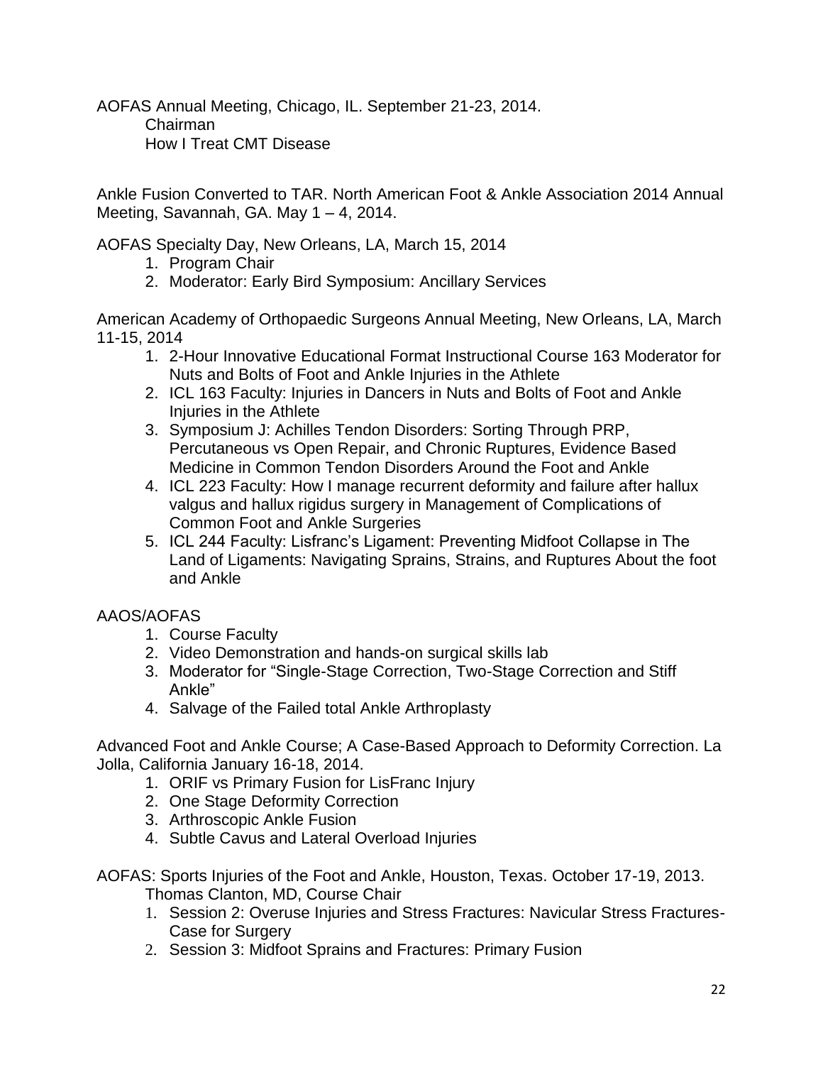AOFAS Annual Meeting, Chicago, IL. September 21-23, 2014.
    Chairman
    How I Treat CMT Disease

Ankle Fusion Converted to TAR. North American Foot & Ankle Association 2014 Annual Meeting, Savannah, GA. May 1 – 4, 2014.

AOFAS Specialty Day, New Orleans, LA, March 15, 2014

1. Program Chair
2. Moderator: Early Bird Symposium: Ancillary Services

American Academy of Orthopaedic Surgeons Annual Meeting, New Orleans, LA, March 11-15, 2014

1. 2-Hour Innovative Educational Format Instructional Course 163 Moderator for Nuts and Bolts of Foot and Ankle Injuries in the Athlete
2. ICL 163 Faculty: Injuries in Dancers in Nuts and Bolts of Foot and Ankle Injuries in the Athlete
3. Symposium J: Achilles Tendon Disorders: Sorting Through PRP, Percutaneous vs Open Repair, and Chronic Ruptures, Evidence Based Medicine in Common Tendon Disorders Around the Foot and Ankle
4. ICL 223 Faculty: How I manage recurrent deformity and failure after hallux valgus and hallux rigidus surgery in Management of Complications of Common Foot and Ankle Surgeries
5. ICL 244 Faculty: Lisfranc's Ligament: Preventing Midfoot Collapse in The Land of Ligaments: Navigating Sprains, Strains, and Ruptures About the foot and Ankle

AAOS/AOFAS

1. Course Faculty
2. Video Demonstration and hands-on surgical skills lab
3. Moderator for "Single-Stage Correction, Two-Stage Correction and Stiff Ankle"
4. Salvage of the Failed total Ankle Arthroplasty

Advanced Foot and Ankle Course; A Case-Based Approach to Deformity Correction. La Jolla, California January 16-18, 2014.

1. ORIF vs Primary Fusion for LisFranc Injury
2. One Stage Deformity Correction
3. Arthroscopic Ankle Fusion
4. Subtle Cavus and Lateral Overload Injuries

AOFAS: Sports Injuries of the Foot and Ankle, Houston, Texas. October 17-19, 2013.
    Thomas Clanton, MD, Course Chair

1. Session 2: Overuse Injuries and Stress Fractures: Navicular Stress Fractures-Case for Surgery
2. Session 3: Midfoot Sprains and Fractures: Primary Fusion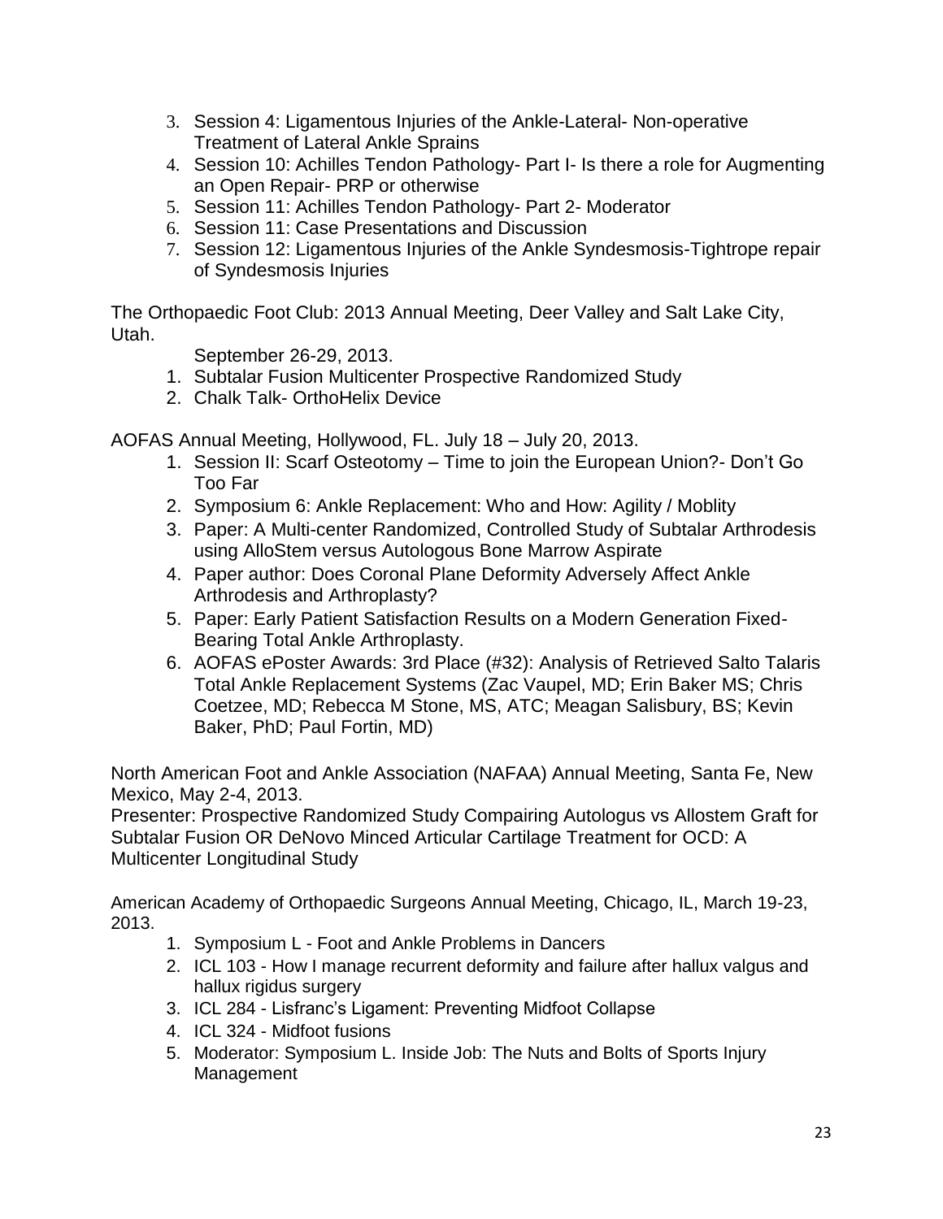3. Session 4: Ligamentous Injuries of the Ankle-Lateral- Non-operative Treatment of Lateral Ankle Sprains
4. Session 10: Achilles Tendon Pathology- Part I- Is there a role for Augmenting an Open Repair- PRP or otherwise
5. Session 11: Achilles Tendon Pathology- Part 2- Moderator
6. Session 11: Case Presentations and Discussion
7. Session 12: Ligamentous Injuries of the Ankle Syndesmosis-Tightrope repair of Syndesmosis Injuries

The Orthopaedic Foot Club: 2013 Annual Meeting, Deer Valley and Salt Lake City, Utah.

September 26-29, 2013.

1. Subtalar Fusion Multicenter Prospective Randomized Study
2. Chalk Talk- OrthoHelix Device

AOFAS Annual Meeting, Hollywood, FL. July 18 – July 20, 2013.

1. Session II: Scarf Osteotomy – Time to join the European Union?- Don't Go Too Far
2. Symposium 6: Ankle Replacement: Who and How: Agility / Moblity
3. Paper: A Multi-center Randomized, Controlled Study of Subtalar Arthrodesis using AlloStem versus Autologous Bone Marrow Aspirate
4. Paper author: Does Coronal Plane Deformity Adversely Affect Ankle Arthrodesis and Arthroplasty?
5. Paper: Early Patient Satisfaction Results on a Modern Generation Fixed-Bearing Total Ankle Arthroplasty.
6. AOFAS ePoster Awards: 3rd Place (#32): Analysis of Retrieved Salto Talaris Total Ankle Replacement Systems (Zac Vaupel, MD; Erin Baker MS; Chris Coetzee, MD; Rebecca M Stone, MS, ATC; Meagan Salisbury, BS; Kevin Baker, PhD; Paul Fortin, MD)

North American Foot and Ankle Association (NAFAA) Annual Meeting, Santa Fe, New Mexico, May 2-4, 2013.
Presenter: Prospective Randomized Study Compairing Autologus vs Allostem Graft for Subtalar Fusion OR DeNovo Minced Articular Cartilage Treatment for OCD: A Multicenter Longitudinal Study

American Academy of Orthopaedic Surgeons Annual Meeting, Chicago, IL, March 19-23, 2013.

1. Symposium L - Foot and Ankle Problems in Dancers
2. ICL 103 - How I manage recurrent deformity and failure after hallux valgus and hallux rigidus surgery
3. ICL 284 - Lisfranc's Ligament: Preventing Midfoot Collapse
4. ICL 324 - Midfoot fusions
5. Moderator: Symposium L. Inside Job: The Nuts and Bolts of Sports Injury Management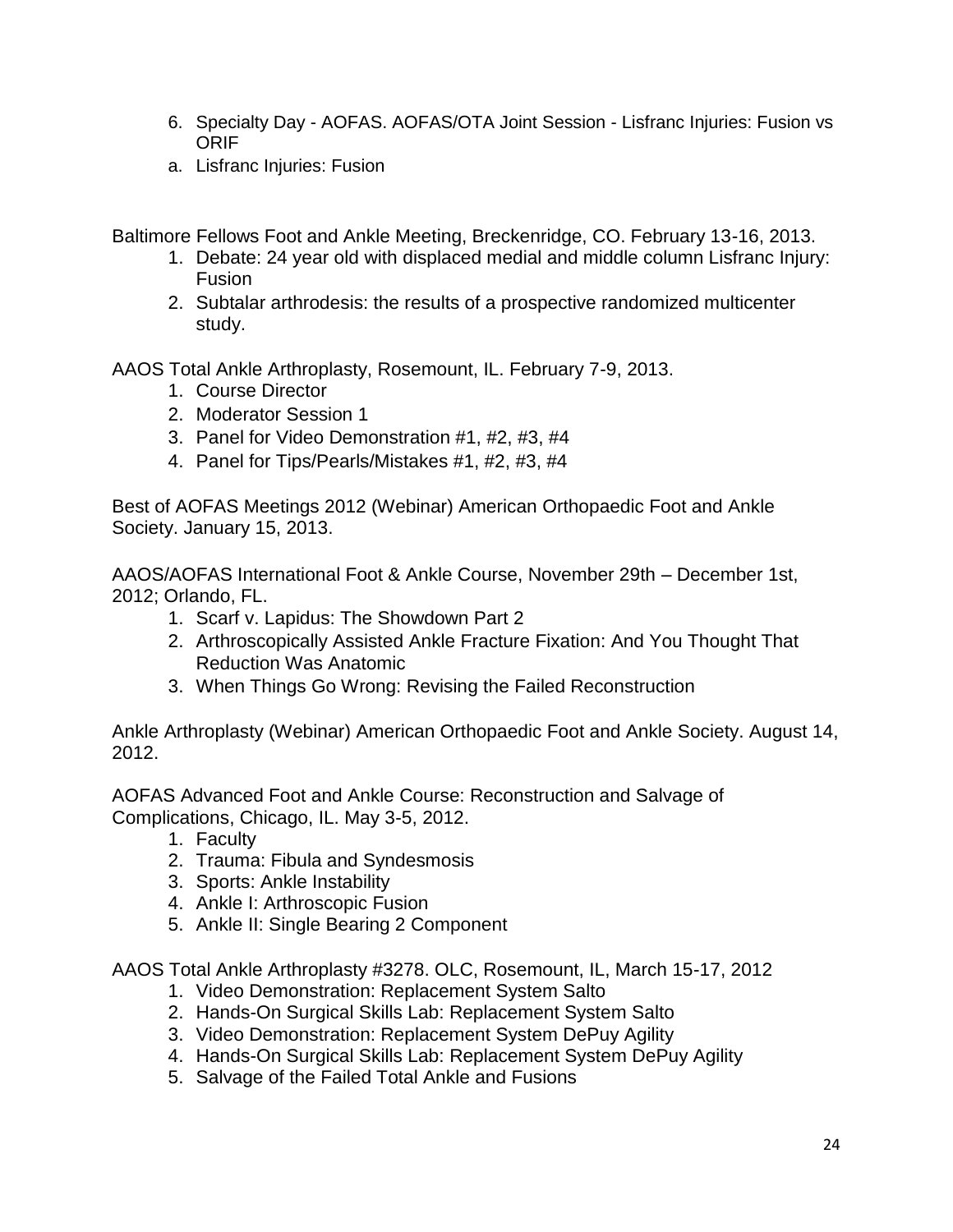6. Specialty Day - AOFAS. AOFAS/OTA Joint Session - Lisfranc Injuries: Fusion vs ORIF
   a. Lisfranc Injuries: Fusion

Baltimore Fellows Foot and Ankle Meeting, Breckenridge, CO. February 13-16, 2013.

1. Debate: 24 year old with displaced medial and middle column Lisfranc Injury: Fusion
2. Subtalar arthrodesis: the results of a prospective randomized multicenter study.

AAOS Total Ankle Arthroplasty, Rosemount, IL. February 7-9, 2013.

1. Course Director
2. Moderator Session 1
3. Panel for Video Demonstration #1, #2, #3, #4
4. Panel for Tips/Pearls/Mistakes #1, #2, #3, #4

Best of AOFAS Meetings 2012 (Webinar) American Orthopaedic Foot and Ankle Society. January 15, 2013.

AAOS/AOFAS International Foot & Ankle Course, November 29th – December 1st, 2012; Orlando, FL.

1. Scarf v. Lapidus: The Showdown Part 2
2. Arthroscopically Assisted Ankle Fracture Fixation: And You Thought That Reduction Was Anatomic
3. When Things Go Wrong: Revising the Failed Reconstruction

Ankle Arthroplasty (Webinar) American Orthopaedic Foot and Ankle Society. August 14, 2012.

AOFAS Advanced Foot and Ankle Course: Reconstruction and Salvage of Complications, Chicago, IL. May 3-5, 2012.

1. Faculty
2. Trauma: Fibula and Syndesmosis
3. Sports: Ankle Instability
4. Ankle I: Arthroscopic Fusion
5. Ankle II: Single Bearing 2 Component

AAOS Total Ankle Arthroplasty #3278. OLC, Rosemount, IL, March 15-17, 2012

1. Video Demonstration: Replacement System Salto
2. Hands-On Surgical Skills Lab: Replacement System Salto
3. Video Demonstration: Replacement System DePuy Agility
4. Hands-On Surgical Skills Lab: Replacement System DePuy Agility
5. Salvage of the Failed Total Ankle and Fusions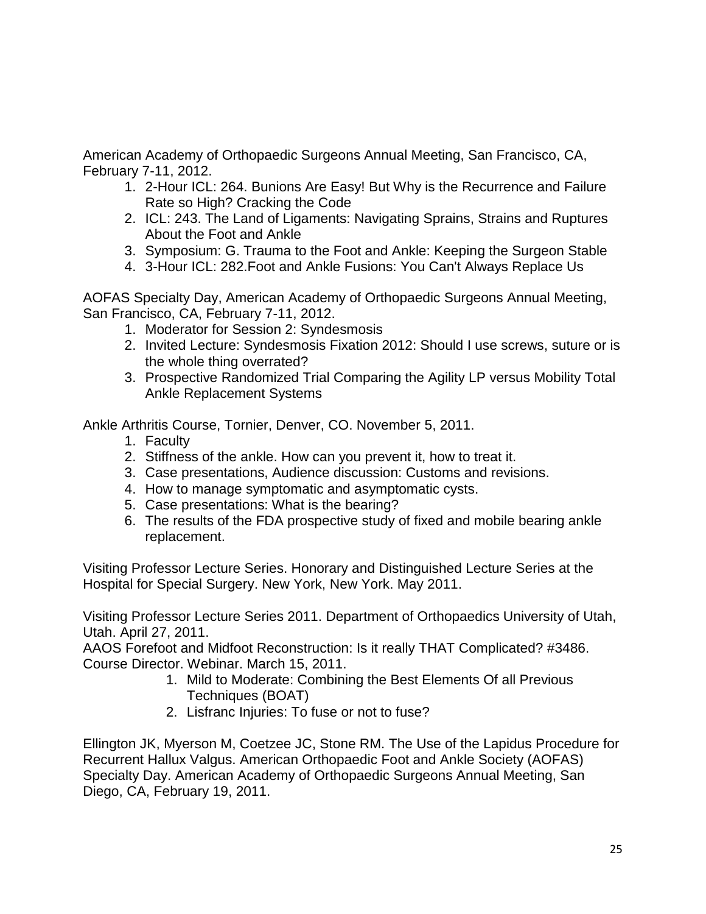American Academy of Orthopaedic Surgeons Annual Meeting, San Francisco, CA, February 7-11, 2012.

1. 2-Hour ICL: 264. Bunions Are Easy! But Why is the Recurrence and Failure Rate so High? Cracking the Code
2. ICL: 243. The Land of Ligaments: Navigating Sprains, Strains and Ruptures About the Foot and Ankle
3. Symposium: G. Trauma to the Foot and Ankle: Keeping the Surgeon Stable
4. 3-Hour ICL: 282.Foot and Ankle Fusions: You Can't Always Replace Us

AOFAS Specialty Day, American Academy of Orthopaedic Surgeons Annual Meeting, San Francisco, CA, February 7-11, 2012.

1. Moderator for Session 2: Syndesmosis
2. Invited Lecture: Syndesmosis Fixation 2012: Should I use screws, suture or is the whole thing overrated?
3. Prospective Randomized Trial Comparing the Agility LP versus Mobility Total Ankle Replacement Systems

Ankle Arthritis Course, Tornier, Denver, CO. November 5, 2011.

1. Faculty
2. Stiffness of the ankle. How can you prevent it, how to treat it.
3. Case presentations, Audience discussion: Customs and revisions.
4. How to manage symptomatic and asymptomatic cysts.
5. Case presentations: What is the bearing?
6. The results of the FDA prospective study of fixed and mobile bearing ankle replacement.

Visiting Professor Lecture Series. Honorary and Distinguished Lecture Series at the Hospital for Special Surgery. New York, New York. May 2011.

Visiting Professor Lecture Series 2011. Department of Orthopaedics University of Utah, Utah. April 27, 2011.

AAOS Forefoot and Midfoot Reconstruction: Is it really THAT Complicated? #3486. Course Director. Webinar. March 15, 2011.

1. Mild to Moderate: Combining the Best Elements Of all Previous Techniques (BOAT)
2. Lisfranc Injuries: To fuse or not to fuse?

Ellington JK, Myerson M, Coetzee JC, Stone RM. The Use of the Lapidus Procedure for Recurrent Hallux Valgus. American Orthopaedic Foot and Ankle Society (AOFAS) Specialty Day. American Academy of Orthopaedic Surgeons Annual Meeting, San Diego, CA, February 19, 2011.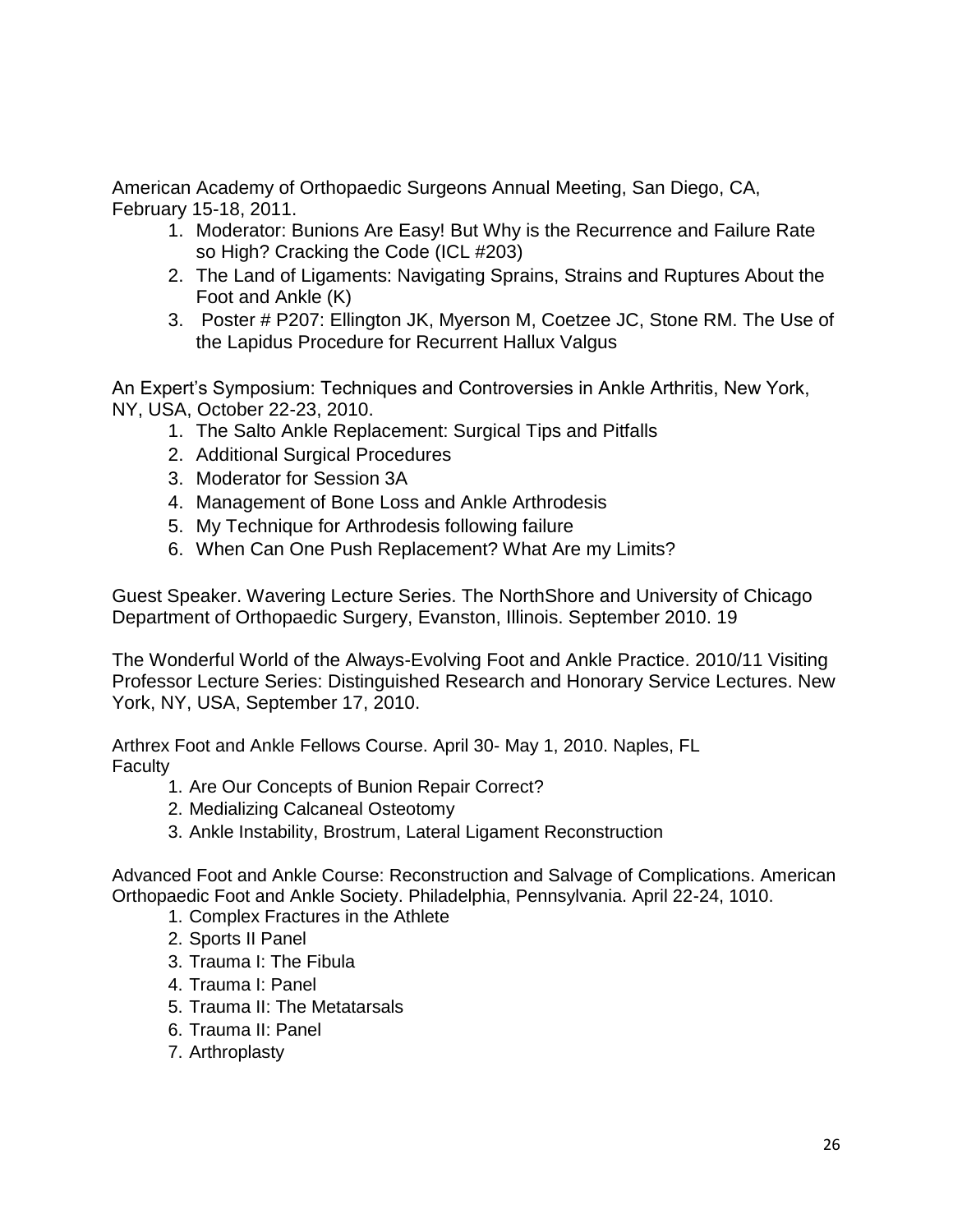American Academy of Orthopaedic Surgeons Annual Meeting, San Diego, CA, February 15-18, 2011.

1. Moderator: Bunions Are Easy! But Why is the Recurrence and Failure Rate so High? Cracking the Code (ICL #203)
2. The Land of Ligaments: Navigating Sprains, Strains and Ruptures About the Foot and Ankle (K)
3. Poster # P207: Ellington JK, Myerson M, Coetzee JC, Stone RM. The Use of the Lapidus Procedure for Recurrent Hallux Valgus

An Expert's Symposium: Techniques and Controversies in Ankle Arthritis, New York, NY, USA, October 22-23, 2010.

1. The Salto Ankle Replacement: Surgical Tips and Pitfalls
2. Additional Surgical Procedures
3. Moderator for Session 3A
4. Management of Bone Loss and Ankle Arthrodesis
5. My Technique for Arthrodesis following failure
6. When Can One Push Replacement? What Are my Limits?

Guest Speaker. Wavering Lecture Series. The NorthShore and University of Chicago Department of Orthopaedic Surgery, Evanston, Illinois. September 2010. 19

The Wonderful World of the Always-Evolving Foot and Ankle Practice. 2010/11 Visiting Professor Lecture Series: Distinguished Research and Honorary Service Lectures. New York, NY, USA, September 17, 2010.

Arthrex Foot and Ankle Fellows Course. April 30- May 1, 2010. Naples, FL
Faculty

1. Are Our Concepts of Bunion Repair Correct?
2. Medializing Calcaneal Osteotomy
3. Ankle Instability, Brostrum, Lateral Ligament Reconstruction

Advanced Foot and Ankle Course: Reconstruction and Salvage of Complications. American Orthopaedic Foot and Ankle Society. Philadelphia, Pennsylvania. April 22-24, 1010.

1. Complex Fractures in the Athlete
2. Sports II Panel
3. Trauma I: The Fibula
4. Trauma I: Panel
5. Trauma II: The Metatarsals
6. Trauma II: Panel
7. Arthroplasty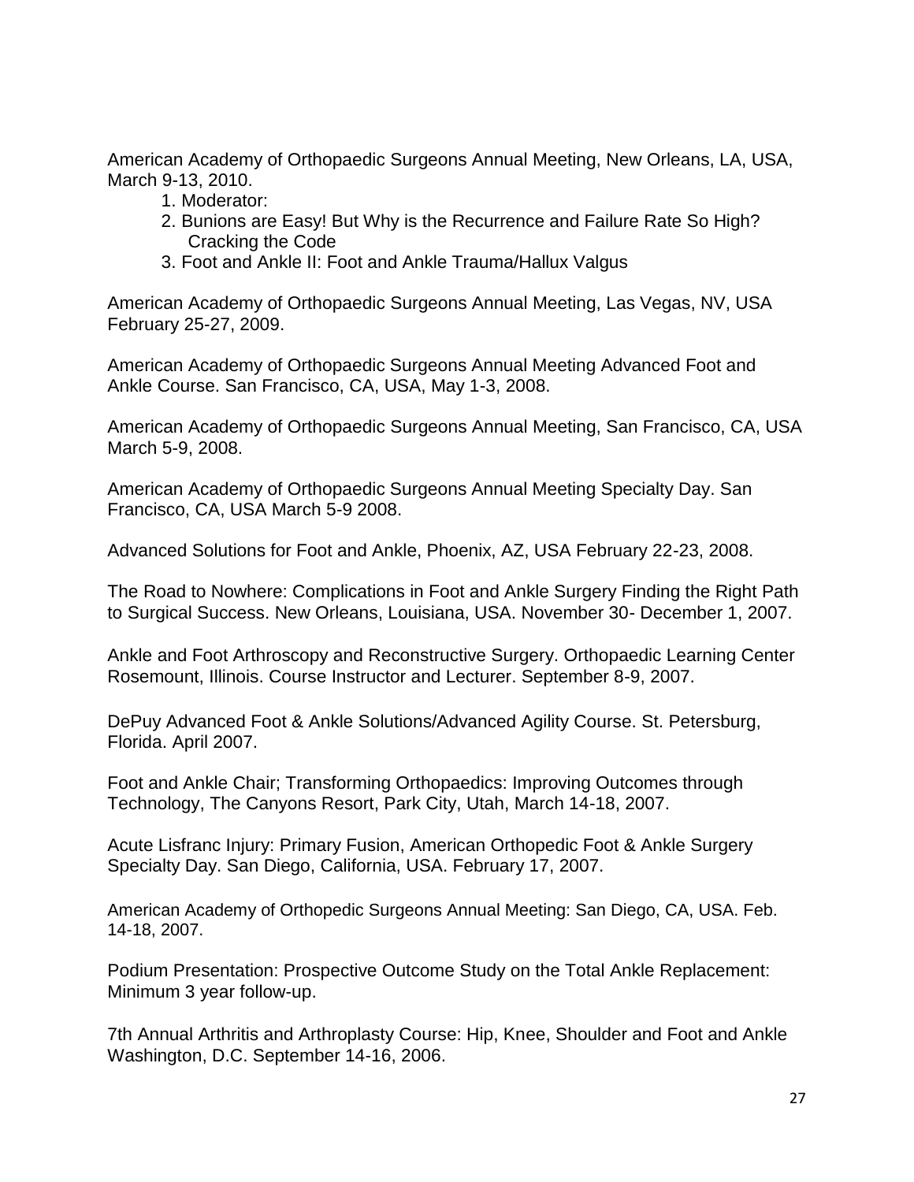American Academy of Orthopaedic Surgeons Annual Meeting, New Orleans, LA, USA, March 9-13, 2010.

1. Moderator:
2. Bunions are Easy! But Why is the Recurrence and Failure Rate So High? Cracking the Code
3. Foot and Ankle II: Foot and Ankle Trauma/Hallux Valgus

American Academy of Orthopaedic Surgeons Annual Meeting, Las Vegas, NV, USA February 25-27, 2009.

American Academy of Orthopaedic Surgeons Annual Meeting Advanced Foot and Ankle Course. San Francisco, CA, USA, May 1-3, 2008.

American Academy of Orthopaedic Surgeons Annual Meeting, San Francisco, CA, USA March 5-9, 2008.

American Academy of Orthopaedic Surgeons Annual Meeting Specialty Day. San Francisco, CA, USA March 5-9 2008.

Advanced Solutions for Foot and Ankle, Phoenix, AZ, USA February 22-23, 2008.

The Road to Nowhere: Complications in Foot and Ankle Surgery Finding the Right Path to Surgical Success. New Orleans, Louisiana, USA. November 30- December 1, 2007.

Ankle and Foot Arthroscopy and Reconstructive Surgery. Orthopaedic Learning Center Rosemount, Illinois. Course Instructor and Lecturer. September 8-9, 2007.

DePuy Advanced Foot & Ankle Solutions/Advanced Agility Course. St. Petersburg, Florida. April 2007.

Foot and Ankle Chair; Transforming Orthopaedics: Improving Outcomes through Technology, The Canyons Resort, Park City, Utah, March 14-18, 2007.

Acute Lisfranc Injury: Primary Fusion, American Orthopedic Foot & Ankle Surgery Specialty Day. San Diego, California, USA. February 17, 2007.

American Academy of Orthopedic Surgeons Annual Meeting: San Diego, CA, USA. Feb. 14-18, 2007.

Podium Presentation: Prospective Outcome Study on the Total Ankle Replacement: Minimum 3 year follow-up.

7th Annual Arthritis and Arthroplasty Course: Hip, Knee, Shoulder and Foot and Ankle Washington, D.C. September 14-16, 2006.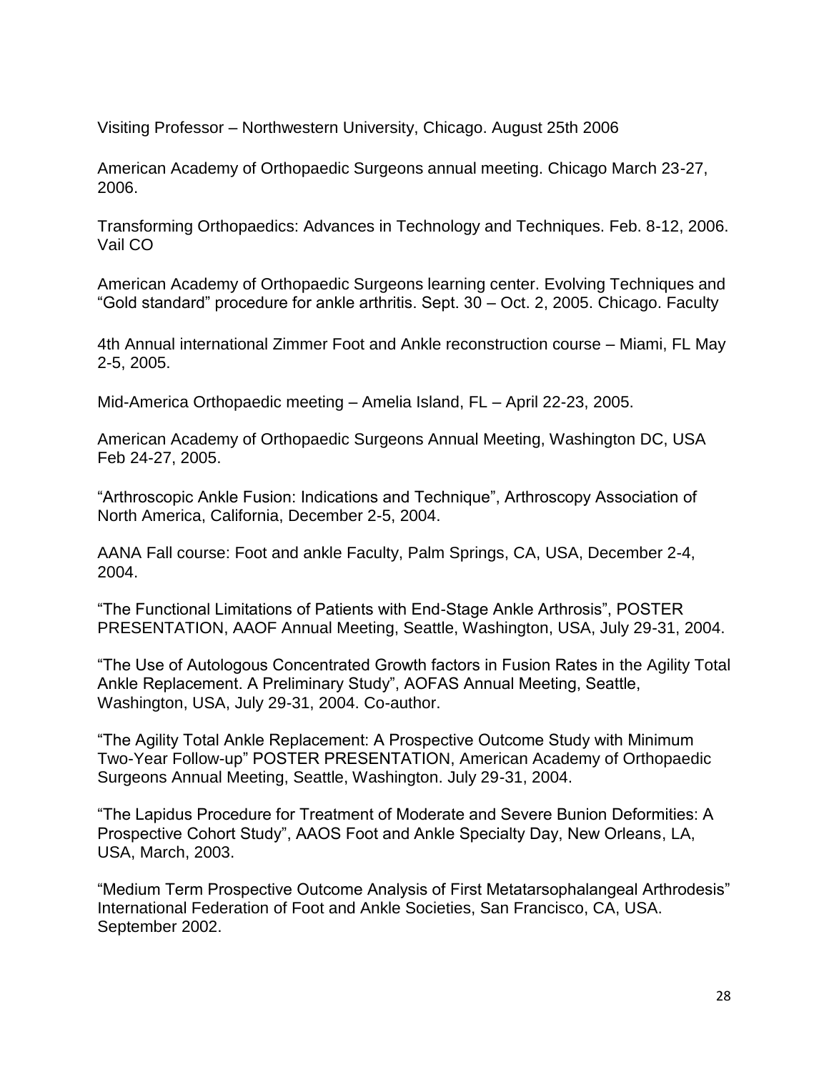Visiting Professor – Northwestern University, Chicago. August 25th 2006

American Academy of Orthopaedic Surgeons annual meeting. Chicago March 23-27, 2006.

Transforming Orthopaedics: Advances in Technology and Techniques. Feb. 8-12, 2006. Vail CO

American Academy of Orthopaedic Surgeons learning center. Evolving Techniques and "Gold standard" procedure for ankle arthritis. Sept. 30 – Oct. 2, 2005. Chicago. Faculty

4th Annual international Zimmer Foot and Ankle reconstruction course – Miami, FL May 2-5, 2005.

Mid-America Orthopaedic meeting – Amelia Island, FL – April 22-23, 2005.

American Academy of Orthopaedic Surgeons Annual Meeting, Washington DC, USA Feb 24-27, 2005.

"Arthroscopic Ankle Fusion: Indications and Technique", Arthroscopy Association of North America, California, December 2-5, 2004.

AANA Fall course: Foot and ankle Faculty, Palm Springs, CA, USA, December 2-4, 2004.

"The Functional Limitations of Patients with End-Stage Ankle Arthrosis", POSTER PRESENTATION, AAOF Annual Meeting, Seattle, Washington, USA, July 29-31, 2004.

"The Use of Autologous Concentrated Growth factors in Fusion Rates in the Agility Total Ankle Replacement. A Preliminary Study", AOFAS Annual Meeting, Seattle, Washington, USA, July 29-31, 2004. Co-author.

"The Agility Total Ankle Replacement: A Prospective Outcome Study with Minimum Two-Year Follow-up" POSTER PRESENTATION, American Academy of Orthopaedic Surgeons Annual Meeting, Seattle, Washington. July 29-31, 2004.

"The Lapidus Procedure for Treatment of Moderate and Severe Bunion Deformities: A Prospective Cohort Study", AAOS Foot and Ankle Specialty Day, New Orleans, LA, USA, March, 2003.

"Medium Term Prospective Outcome Analysis of First Metatarsophalangeal Arthrodesis" International Federation of Foot and Ankle Societies, San Francisco, CA, USA. September 2002.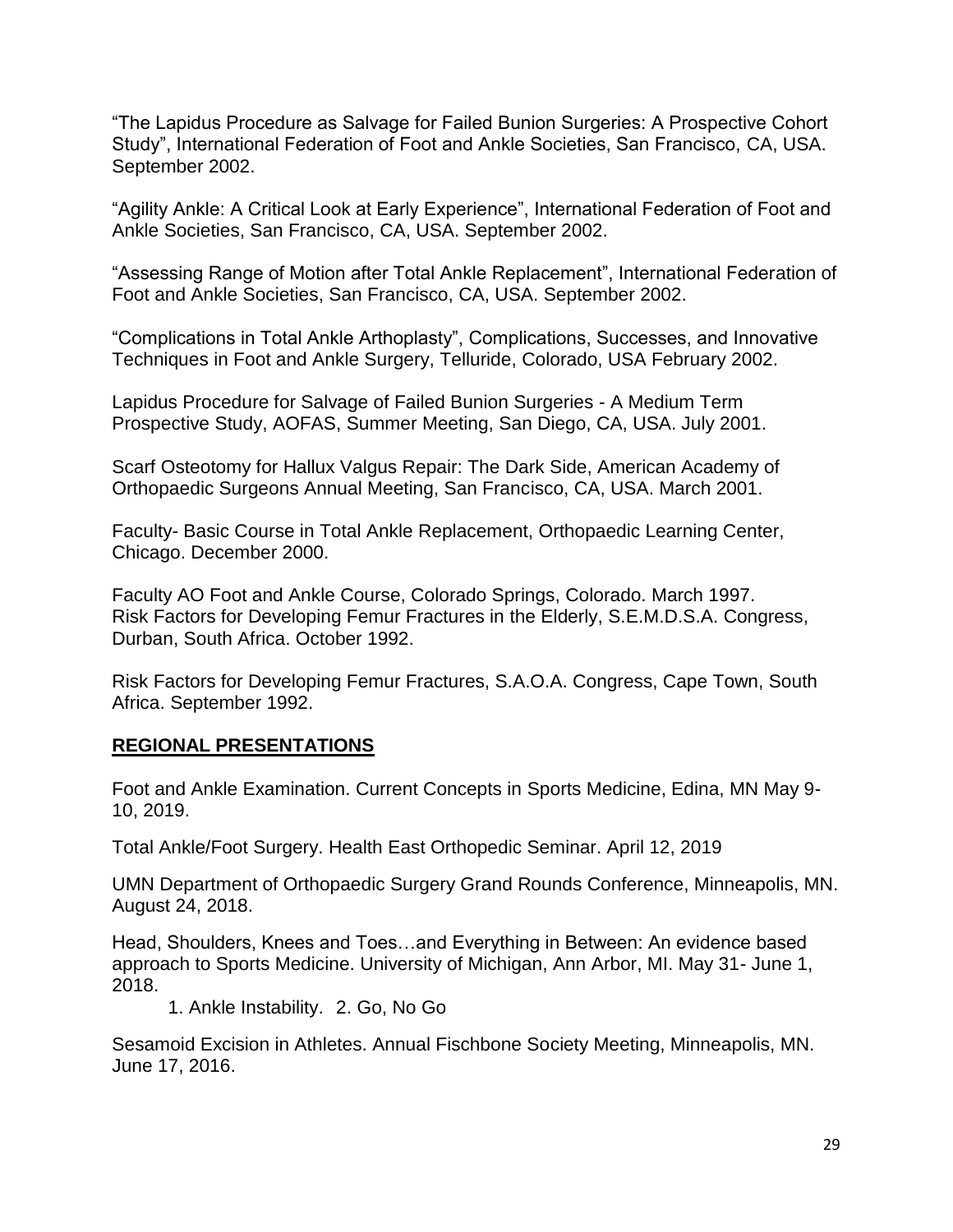“The Lapidus Procedure as Salvage for Failed Bunion Surgeries: A Prospective Cohort Study”, International Federation of Foot and Ankle Societies, San Francisco, CA, USA. September 2002.

“Agility Ankle: A Critical Look at Early Experience”, International Federation of Foot and Ankle Societies, San Francisco, CA, USA. September 2002.

“Assessing Range of Motion after Total Ankle Replacement”, International Federation of Foot and Ankle Societies, San Francisco, CA, USA. September 2002.

“Complications in Total Ankle Arthoplasty”, Complications, Successes, and Innovative Techniques in Foot and Ankle Surgery, Telluride, Colorado, USA February 2002.

Lapidus Procedure for Salvage of Failed Bunion Surgeries - A Medium Term Prospective Study, AOFAS, Summer Meeting, San Diego, CA, USA. July 2001.

Scarf Osteotomy for Hallux Valgus Repair: The Dark Side, American Academy of Orthopaedic Surgeons Annual Meeting, San Francisco, CA, USA. March 2001.

Faculty- Basic Course in Total Ankle Replacement, Orthopaedic Learning Center, Chicago. December 2000.

Faculty AO Foot and Ankle Course, Colorado Springs, Colorado. March 1997.
Risk Factors for Developing Femur Fractures in the Elderly, S.E.M.D.S.A. Congress, Durban, South Africa. October 1992.

Risk Factors for Developing Femur Fractures, S.A.O.A. Congress, Cape Town, South Africa. September 1992.

## REGIONAL PRESENTATIONS

Foot and Ankle Examination. Current Concepts in Sports Medicine, Edina, MN May 9-10, 2019.

Total Ankle/Foot Surgery. Health East Orthopedic Seminar. April 12, 2019

UMN Department of Orthopaedic Surgery Grand Rounds Conference, Minneapolis, MN. August 24, 2018.

Head, Shoulders, Knees and Toes…and Everything in Between: An evidence based approach to Sports Medicine. University of Michigan, Ann Arbor, MI. May 31- June 1, 2018.

1. Ankle Instability. 2. Go, No Go

Sesamoid Excision in Athletes. Annual Fischbone Society Meeting, Minneapolis, MN. June 17, 2016.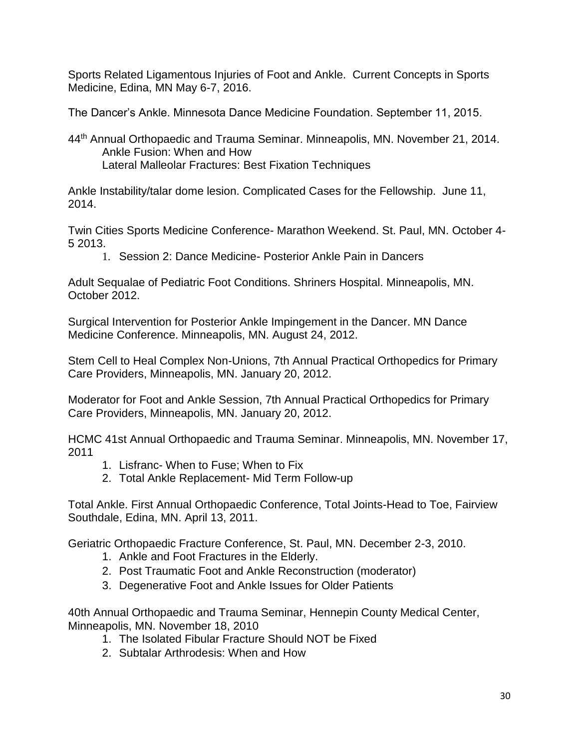Sports Related Ligamentous Injuries of Foot and Ankle. Current Concepts in Sports Medicine, Edina, MN May 6-7, 2016.

The Dancer's Ankle. Minnesota Dance Medicine Foundation. September 11, 2015.

44th Annual Orthopaedic and Trauma Seminar. Minneapolis, MN. November 21, 2014.
    Ankle Fusion: When and How
    Lateral Malleolar Fractures: Best Fixation Techniques

Ankle Instability/talar dome lesion. Complicated Cases for the Fellowship. June 11, 2014.

Twin Cities Sports Medicine Conference- Marathon Weekend. St. Paul, MN. October 4-5 2013.

1. Session 2: Dance Medicine- Posterior Ankle Pain in Dancers

Adult Sequalae of Pediatric Foot Conditions. Shriners Hospital. Minneapolis, MN. October 2012.

Surgical Intervention for Posterior Ankle Impingement in the Dancer. MN Dance Medicine Conference. Minneapolis, MN. August 24, 2012.

Stem Cell to Heal Complex Non-Unions, 7th Annual Practical Orthopedics for Primary Care Providers, Minneapolis, MN. January 20, 2012.

Moderator for Foot and Ankle Session, 7th Annual Practical Orthopedics for Primary Care Providers, Minneapolis, MN. January 20, 2012.

HCMC 41st Annual Orthopaedic and Trauma Seminar. Minneapolis, MN. November 17, 2011

1. Lisfranc- When to Fuse; When to Fix
2. Total Ankle Replacement- Mid Term Follow-up

Total Ankle. First Annual Orthopaedic Conference, Total Joints-Head to Toe, Fairview Southdale, Edina, MN. April 13, 2011.

Geriatric Orthopaedic Fracture Conference, St. Paul, MN. December 2-3, 2010.

1. Ankle and Foot Fractures in the Elderly.
2. Post Traumatic Foot and Ankle Reconstruction (moderator)
3. Degenerative Foot and Ankle Issues for Older Patients

40th Annual Orthopaedic and Trauma Seminar, Hennepin County Medical Center, Minneapolis, MN. November 18, 2010

1. The Isolated Fibular Fracture Should NOT be Fixed
2. Subtalar Arthrodesis: When and How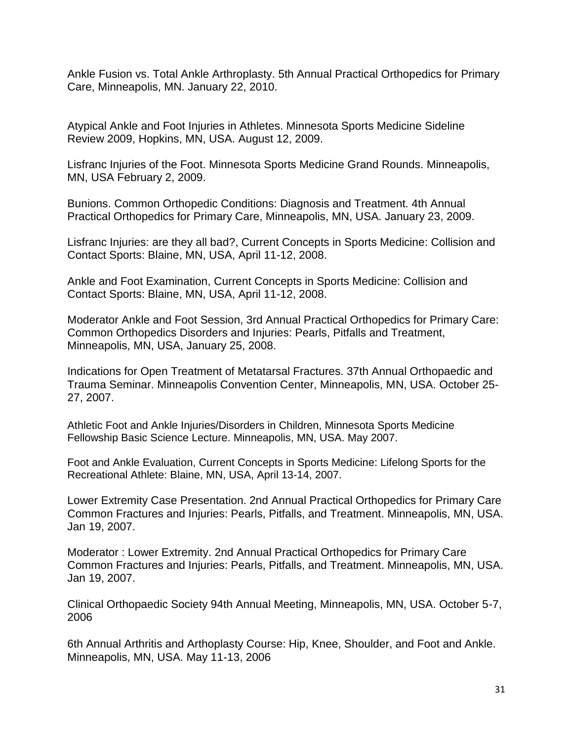Ankle Fusion vs. Total Ankle Arthroplasty. 5th Annual Practical Orthopedics for Primary Care, Minneapolis, MN. January 22, 2010.

Atypical Ankle and Foot Injuries in Athletes. Minnesota Sports Medicine Sideline Review 2009, Hopkins, MN, USA. August 12, 2009.

Lisfranc Injuries of the Foot. Minnesota Sports Medicine Grand Rounds. Minneapolis, MN, USA February 2, 2009.

Bunions. Common Orthopedic Conditions: Diagnosis and Treatment. 4th Annual Practical Orthopedics for Primary Care, Minneapolis, MN, USA. January 23, 2009.

Lisfranc Injuries: are they all bad?, Current Concepts in Sports Medicine: Collision and Contact Sports: Blaine, MN, USA, April 11-12, 2008.

Ankle and Foot Examination, Current Concepts in Sports Medicine: Collision and Contact Sports: Blaine, MN, USA, April 11-12, 2008.

Moderator Ankle and Foot Session, 3rd Annual Practical Orthopedics for Primary Care: Common Orthopedics Disorders and Injuries: Pearls, Pitfalls and Treatment, Minneapolis, MN, USA, January 25, 2008.

Indications for Open Treatment of Metatarsal Fractures. 37th Annual Orthopaedic and Trauma Seminar. Minneapolis Convention Center, Minneapolis, MN, USA. October 25-27, 2007.

Athletic Foot and Ankle Injuries/Disorders in Children, Minnesota Sports Medicine Fellowship Basic Science Lecture. Minneapolis, MN, USA. May 2007.

Foot and Ankle Evaluation, Current Concepts in Sports Medicine: Lifelong Sports for the Recreational Athlete: Blaine, MN, USA, April 13-14, 2007.

Lower Extremity Case Presentation. 2nd Annual Practical Orthopedics for Primary Care Common Fractures and Injuries: Pearls, Pitfalls, and Treatment. Minneapolis, MN, USA. Jan 19, 2007.

Moderator : Lower Extremity. 2nd Annual Practical Orthopedics for Primary Care Common Fractures and Injuries: Pearls, Pitfalls, and Treatment. Minneapolis, MN, USA. Jan 19, 2007.

Clinical Orthopaedic Society 94th Annual Meeting, Minneapolis, MN, USA. October 5-7, 2006

6th Annual Arthritis and Arthoplasty Course: Hip, Knee, Shoulder, and Foot and Ankle. Minneapolis, MN, USA. May 11-13, 2006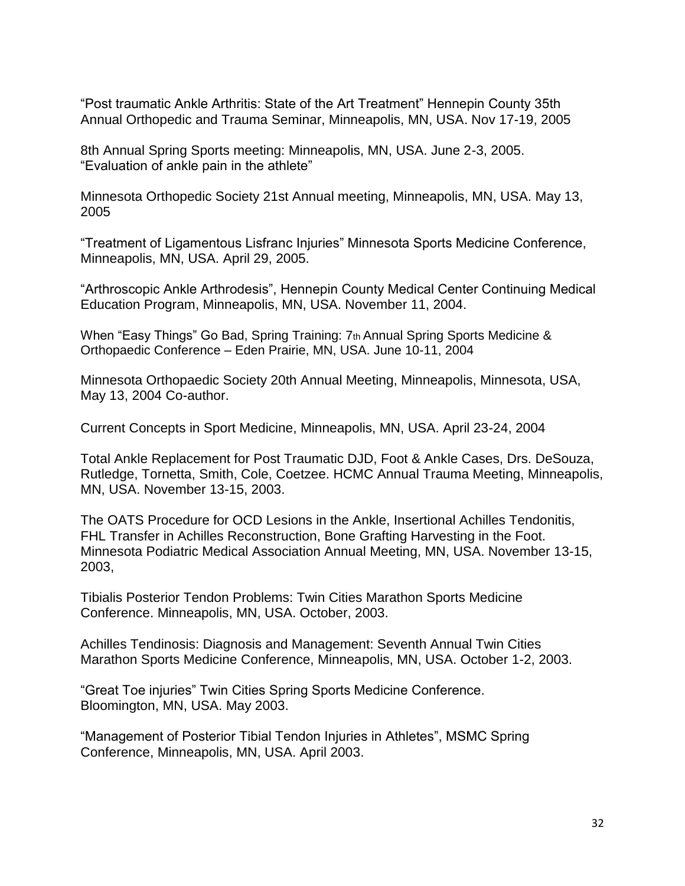“Post traumatic Ankle Arthritis: State of the Art Treatment” Hennepin County 35th Annual Orthopedic and Trauma Seminar, Minneapolis, MN, USA. Nov 17-19, 2005

8th Annual Spring Sports meeting: Minneapolis, MN, USA. June 2-3, 2005. “Evaluation of ankle pain in the athlete”

Minnesota Orthopedic Society 21st Annual meeting, Minneapolis, MN, USA. May 13, 2005

“Treatment of Ligamentous Lisfranc Injuries” Minnesota Sports Medicine Conference, Minneapolis, MN, USA. April 29, 2005.

“Arthroscopic Ankle Arthrodesis”, Hennepin County Medical Center Continuing Medical Education Program, Minneapolis, MN, USA. November 11, 2004.

When “Easy Things” Go Bad, Spring Training: 7th Annual Spring Sports Medicine & Orthopaedic Conference – Eden Prairie, MN, USA. June 10-11, 2004

Minnesota Orthopaedic Society 20th Annual Meeting, Minneapolis, Minnesota, USA, May 13, 2004 Co-author.

Current Concepts in Sport Medicine, Minneapolis, MN, USA. April 23-24, 2004

Total Ankle Replacement for Post Traumatic DJD, Foot & Ankle Cases, Drs. DeSouza, Rutledge, Tornetta, Smith, Cole, Coetzee. HCMC Annual Trauma Meeting, Minneapolis, MN, USA. November 13-15, 2003.

The OATS Procedure for OCD Lesions in the Ankle, Insertional Achilles Tendonitis, FHL Transfer in Achilles Reconstruction, Bone Grafting Harvesting in the Foot. Minnesota Podiatric Medical Association Annual Meeting, MN, USA. November 13-15, 2003,

Tibialis Posterior Tendon Problems: Twin Cities Marathon Sports Medicine Conference. Minneapolis, MN, USA. October, 2003.

Achilles Tendinosis: Diagnosis and Management: Seventh Annual Twin Cities Marathon Sports Medicine Conference, Minneapolis, MN, USA. October 1-2, 2003.

“Great Toe injuries” Twin Cities Spring Sports Medicine Conference. Bloomington, MN, USA. May 2003.

“Management of Posterior Tibial Tendon Injuries in Athletes”, MSMC Spring Conference, Minneapolis, MN, USA. April 2003.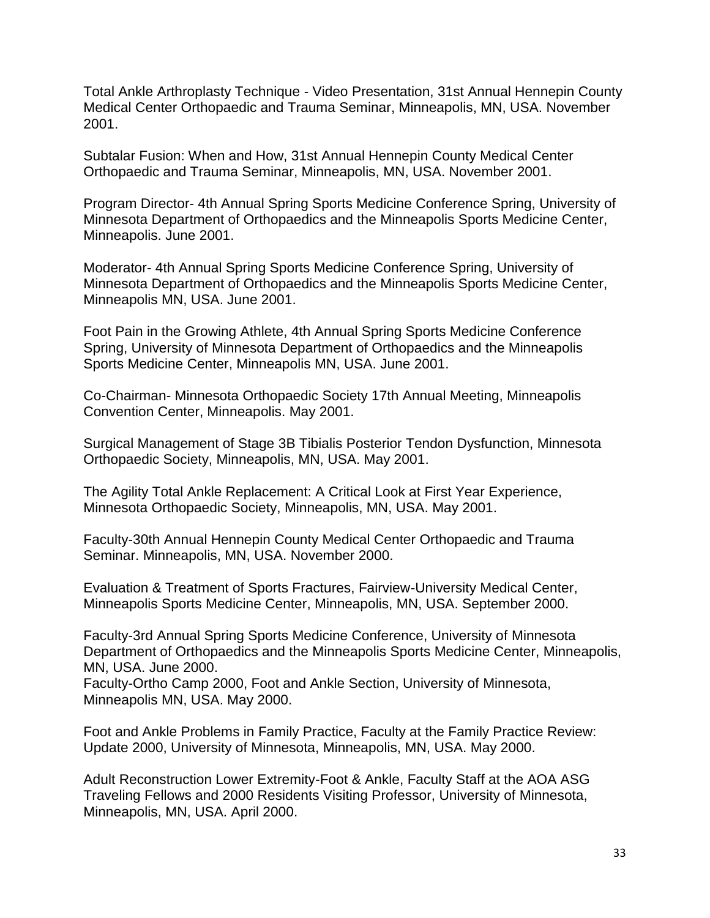Total Ankle Arthroplasty Technique - Video Presentation, 31st Annual Hennepin County Medical Center Orthopaedic and Trauma Seminar, Minneapolis, MN, USA. November 2001.

Subtalar Fusion: When and How, 31st Annual Hennepin County Medical Center Orthopaedic and Trauma Seminar, Minneapolis, MN, USA. November 2001.

Program Director- 4th Annual Spring Sports Medicine Conference Spring, University of Minnesota Department of Orthopaedics and the Minneapolis Sports Medicine Center, Minneapolis. June 2001.

Moderator- 4th Annual Spring Sports Medicine Conference Spring, University of Minnesota Department of Orthopaedics and the Minneapolis Sports Medicine Center, Minneapolis MN, USA. June 2001.

Foot Pain in the Growing Athlete, 4th Annual Spring Sports Medicine Conference Spring, University of Minnesota Department of Orthopaedics and the Minneapolis Sports Medicine Center, Minneapolis MN, USA. June 2001.

Co-Chairman- Minnesota Orthopaedic Society 17th Annual Meeting, Minneapolis Convention Center, Minneapolis. May 2001.

Surgical Management of Stage 3B Tibialis Posterior Tendon Dysfunction, Minnesota Orthopaedic Society, Minneapolis, MN, USA. May 2001.

The Agility Total Ankle Replacement: A Critical Look at First Year Experience, Minnesota Orthopaedic Society, Minneapolis, MN, USA. May 2001.

Faculty-30th Annual Hennepin County Medical Center Orthopaedic and Trauma Seminar. Minneapolis, MN, USA. November 2000.

Evaluation & Treatment of Sports Fractures, Fairview-University Medical Center, Minneapolis Sports Medicine Center, Minneapolis, MN, USA. September 2000.

Faculty-3rd Annual Spring Sports Medicine Conference, University of Minnesota Department of Orthopaedics and the Minneapolis Sports Medicine Center, Minneapolis, MN, USA. June 2000.
Faculty-Ortho Camp 2000, Foot and Ankle Section, University of Minnesota, Minneapolis MN, USA. May 2000.

Foot and Ankle Problems in Family Practice, Faculty at the Family Practice Review: Update 2000, University of Minnesota, Minneapolis, MN, USA. May 2000.

Adult Reconstruction Lower Extremity-Foot & Ankle, Faculty Staff at the AOA ASG Traveling Fellows and 2000 Residents Visiting Professor, University of Minnesota, Minneapolis, MN, USA. April 2000.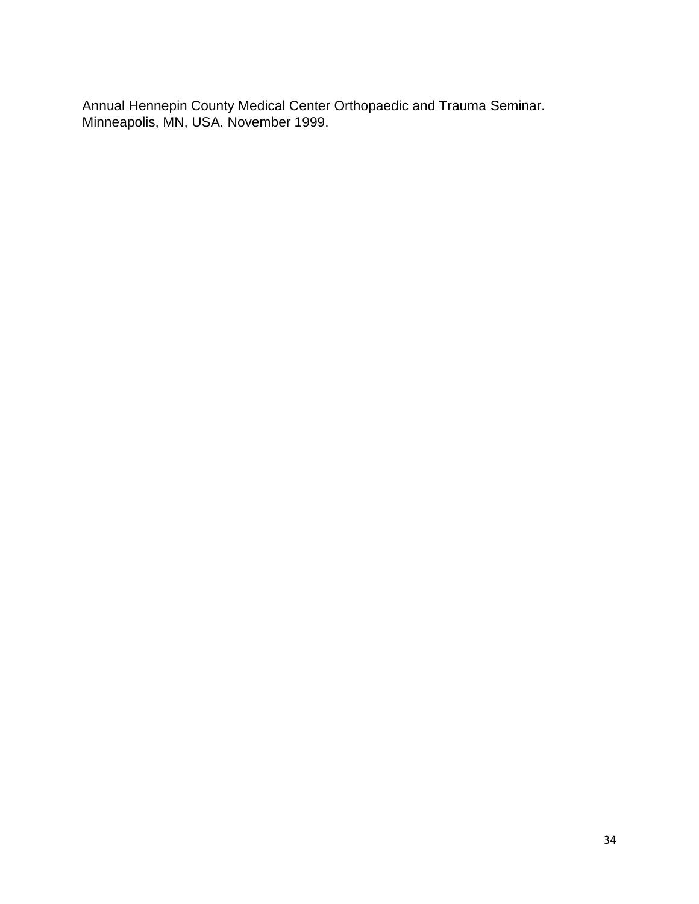Annual Hennepin County Medical Center Orthopaedic and Trauma Seminar. Minneapolis, MN, USA. November 1999.